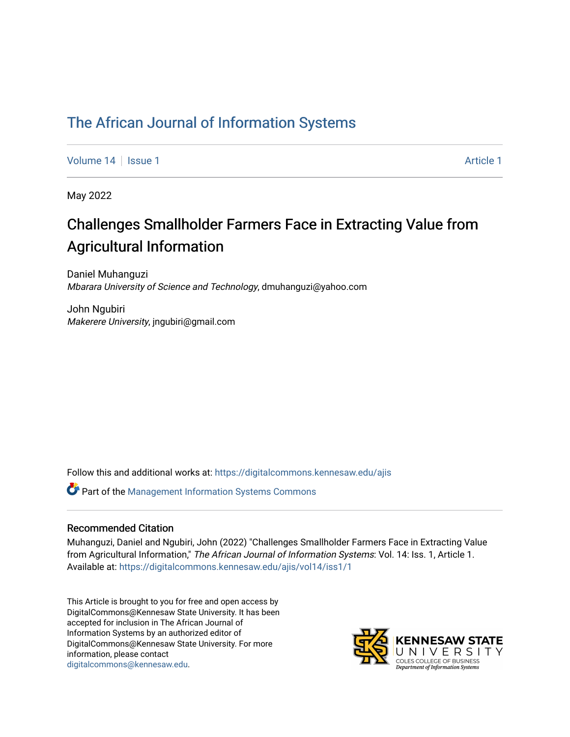The African Journal of Information Systems

Volume 14 | Issue 1 | Article 1

May 2022

# Challenges Smallholder Farmers Face in Extracting Value from Agricultural Information

Daniel Muhanguzi
*Mbarara University of Science and Technology*, dmuhanguzi@yahoo.com

John Ngubiri
*Makerere University*, jngubiri@gmail.com

Follow this and additional works at: https://digitalcommons.kennesaw.edu/ajis

Part of the Management Information Systems Commons

## Recommended Citation

Muhanguzi, Daniel and Ngubiri, John (2022) "Challenges Smallholder Farmers Face in Extracting Value from Agricultural Information," *The African Journal of Information Systems*: Vol. 14: Iss. 1, Article 1.
Available at: https://digitalcommons.kennesaw.edu/ajis/vol14/iss1/1

This Article is brought to you for free and open access by DigitalCommons@Kennesaw State University. It has been accepted for inclusion in The African Journal of Information Systems by an authorized editor of DigitalCommons@Kennesaw State University. For more information, please contact digitalcommons@kennesaw.edu.

KENNESAW STATE UNIVERSITY
COLES COLLEGE OF BUSINESS
*Department of Information Systems*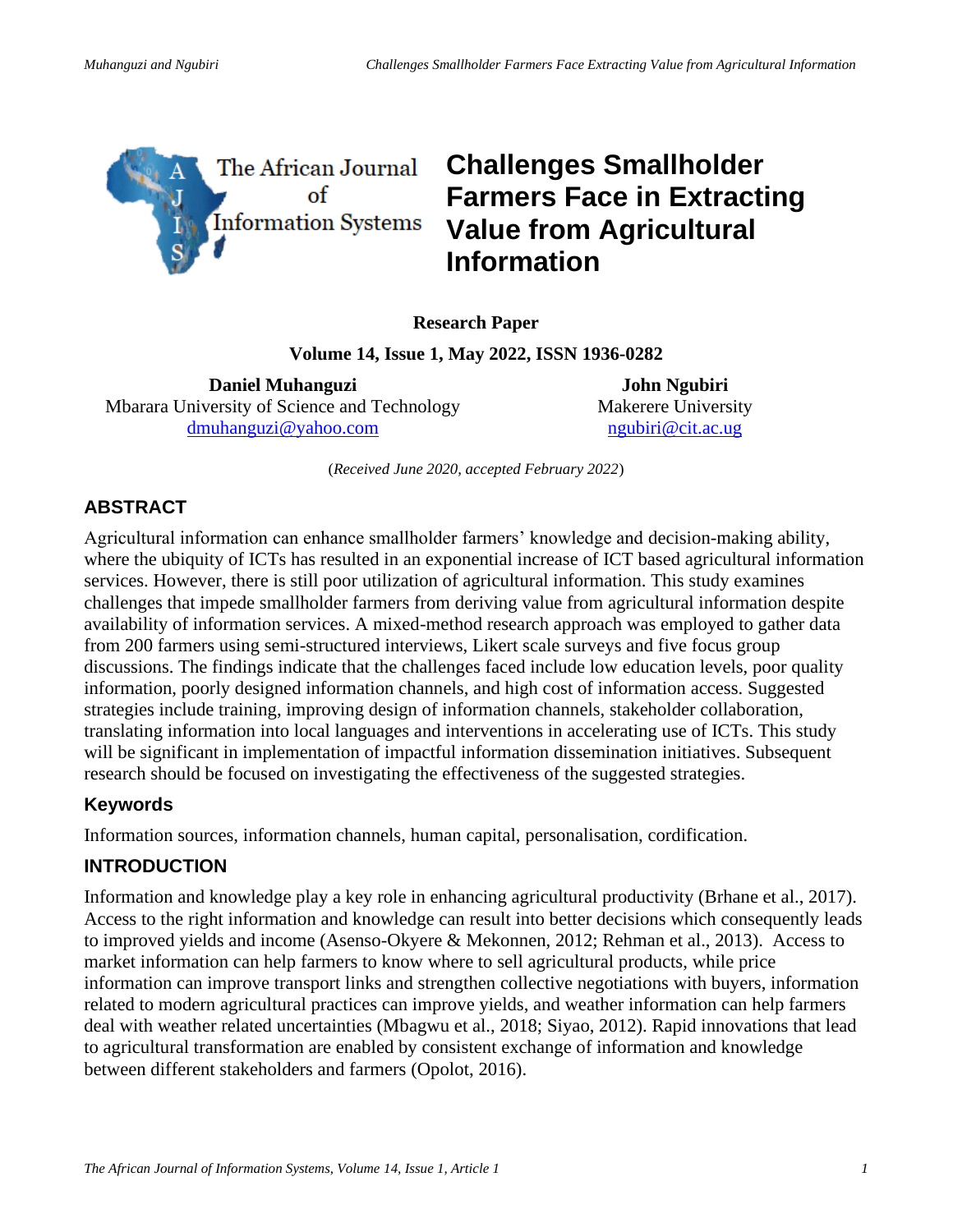# Challenges Smallholder Farmers Face in Extracting Value from Agricultural Information

**Research Paper**

**Volume 14, Issue 1, May 2022, ISSN 1936-0282**

**Daniel Muhanguzi**
Mbarara University of Science and Technology
dmuhanguzi@yahoo.com

**John Ngubiri**
Makerere University
ngubiri@cit.ac.ug

(*Received June 2020, accepted February 2022*)

## ABSTRACT

Agricultural information can enhance smallholder farmers' knowledge and decision-making ability, where the ubiquity of ICTs has resulted in an exponential increase of ICT based agricultural information services. However, there is still poor utilization of agricultural information. This study examines challenges that impede smallholder farmers from deriving value from agricultural information despite availability of information services. A mixed-method research approach was employed to gather data from 200 farmers using semi-structured interviews, Likert scale surveys and five focus group discussions. The findings indicate that the challenges faced include low education levels, poor quality information, poorly designed information channels, and high cost of information access. Suggested strategies include training, improving design of information channels, stakeholder collaboration, translating information into local languages and interventions in accelerating use of ICTs. This study will be significant in implementation of impactful information dissemination initiatives. Subsequent research should be focused on investigating the effectiveness of the suggested strategies.

### Keywords

Information sources, information channels, human capital, personalisation, cordification.

## INTRODUCTION

Information and knowledge play a key role in enhancing agricultural productivity (Brhane et al., 2017). Access to the right information and knowledge can result into better decisions which consequently leads to improved yields and income (Asenso-Okyere & Mekonnen, 2012; Rehman et al., 2013). Access to market information can help farmers to know where to sell agricultural products, while price information can improve transport links and strengthen collective negotiations with buyers, information related to modern agricultural practices can improve yields, and weather information can help farmers deal with weather related uncertainties (Mbagwu et al., 2018; Siyao, 2012). Rapid innovations that lead to agricultural transformation are enabled by consistent exchange of information and knowledge between different stakeholders and farmers (Opolot, 2016).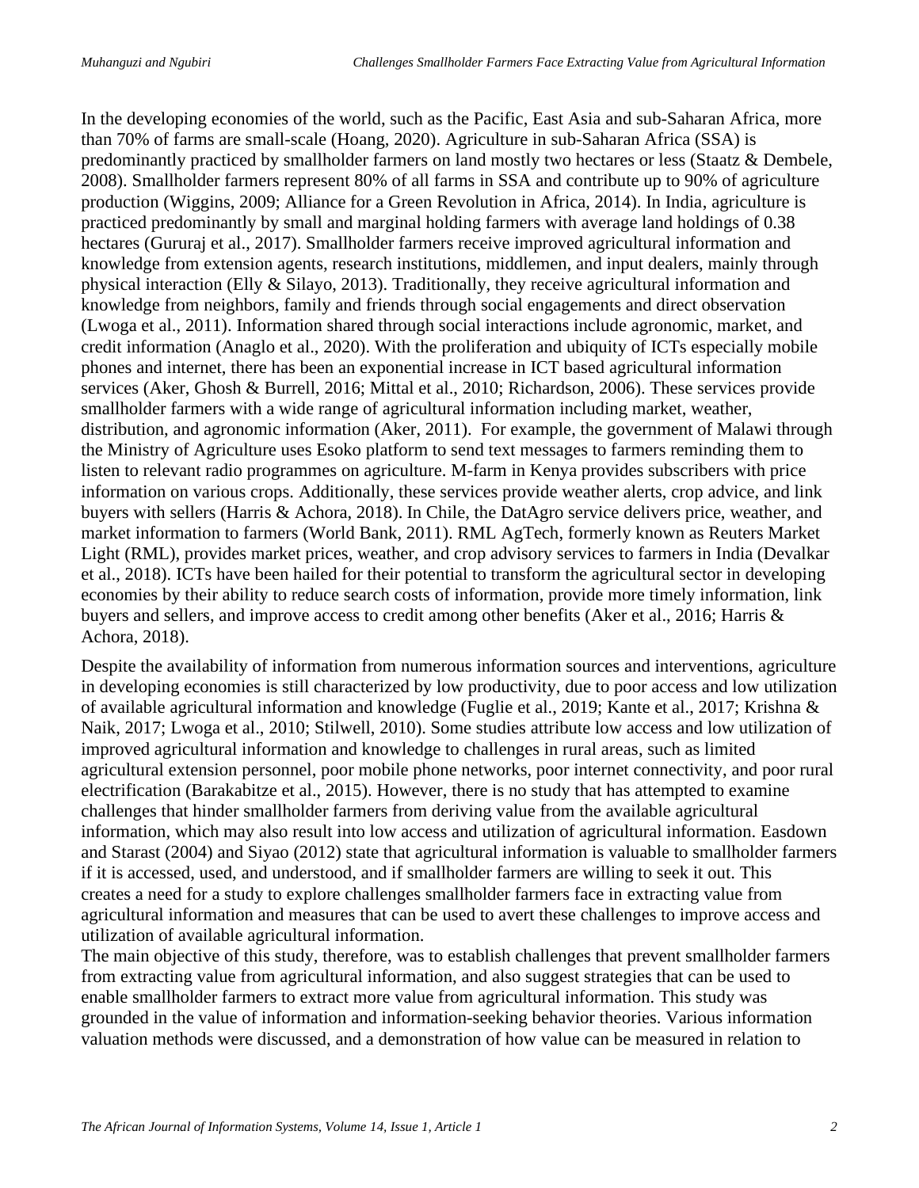In the developing economies of the world, such as the Pacific, East Asia and sub-Saharan Africa, more than 70% of farms are small-scale (Hoang, 2020). Agriculture in sub-Saharan Africa (SSA) is predominantly practiced by smallholder farmers on land mostly two hectares or less (Staatz & Dembele, 2008). Smallholder farmers represent 80% of all farms in SSA and contribute up to 90% of agriculture production (Wiggins, 2009; Alliance for a Green Revolution in Africa, 2014). In India, agriculture is practiced predominantly by small and marginal holding farmers with average land holdings of 0.38 hectares (Gururaj et al., 2017). Smallholder farmers receive improved agricultural information and knowledge from extension agents, research institutions, middlemen, and input dealers, mainly through physical interaction (Elly & Silayo, 2013). Traditionally, they receive agricultural information and knowledge from neighbors, family and friends through social engagements and direct observation (Lwoga et al., 2011). Information shared through social interactions include agronomic, market, and credit information (Anaglo et al., 2020). With the proliferation and ubiquity of ICTs especially mobile phones and internet, there has been an exponential increase in ICT based agricultural information services (Aker, Ghosh & Burrell, 2016; Mittal et al., 2010; Richardson, 2006). These services provide smallholder farmers with a wide range of agricultural information including market, weather, distribution, and agronomic information (Aker, 2011). For example, the government of Malawi through the Ministry of Agriculture uses Esoko platform to send text messages to farmers reminding them to listen to relevant radio programmes on agriculture. M-farm in Kenya provides subscribers with price information on various crops. Additionally, these services provide weather alerts, crop advice, and link buyers with sellers (Harris & Achora, 2018). In Chile, the DatAgro service delivers price, weather, and market information to farmers (World Bank, 2011). RML AgTech, formerly known as Reuters Market Light (RML), provides market prices, weather, and crop advisory services to farmers in India (Devalkar et al., 2018). ICTs have been hailed for their potential to transform the agricultural sector in developing economies by their ability to reduce search costs of information, provide more timely information, link buyers and sellers, and improve access to credit among other benefits (Aker et al., 2016; Harris & Achora, 2018).

Despite the availability of information from numerous information sources and interventions, agriculture in developing economies is still characterized by low productivity, due to poor access and low utilization of available agricultural information and knowledge (Fuglie et al., 2019; Kante et al., 2017; Krishna & Naik, 2017; Lwoga et al., 2010; Stilwell, 2010). Some studies attribute low access and low utilization of improved agricultural information and knowledge to challenges in rural areas, such as limited agricultural extension personnel, poor mobile phone networks, poor internet connectivity, and poor rural electrification (Barakabitze et al., 2015). However, there is no study that has attempted to examine challenges that hinder smallholder farmers from deriving value from the available agricultural information, which may also result into low access and utilization of agricultural information. Easdown and Starast (2004) and Siyao (2012) state that agricultural information is valuable to smallholder farmers if it is accessed, used, and understood, and if smallholder farmers are willing to seek it out. This creates a need for a study to explore challenges smallholder farmers face in extracting value from agricultural information and measures that can be used to avert these challenges to improve access and utilization of available agricultural information.

The main objective of this study, therefore, was to establish challenges that prevent smallholder farmers from extracting value from agricultural information, and also suggest strategies that can be used to enable smallholder farmers to extract more value from agricultural information. This study was grounded in the value of information and information-seeking behavior theories. Various information valuation methods were discussed, and a demonstration of how value can be measured in relation to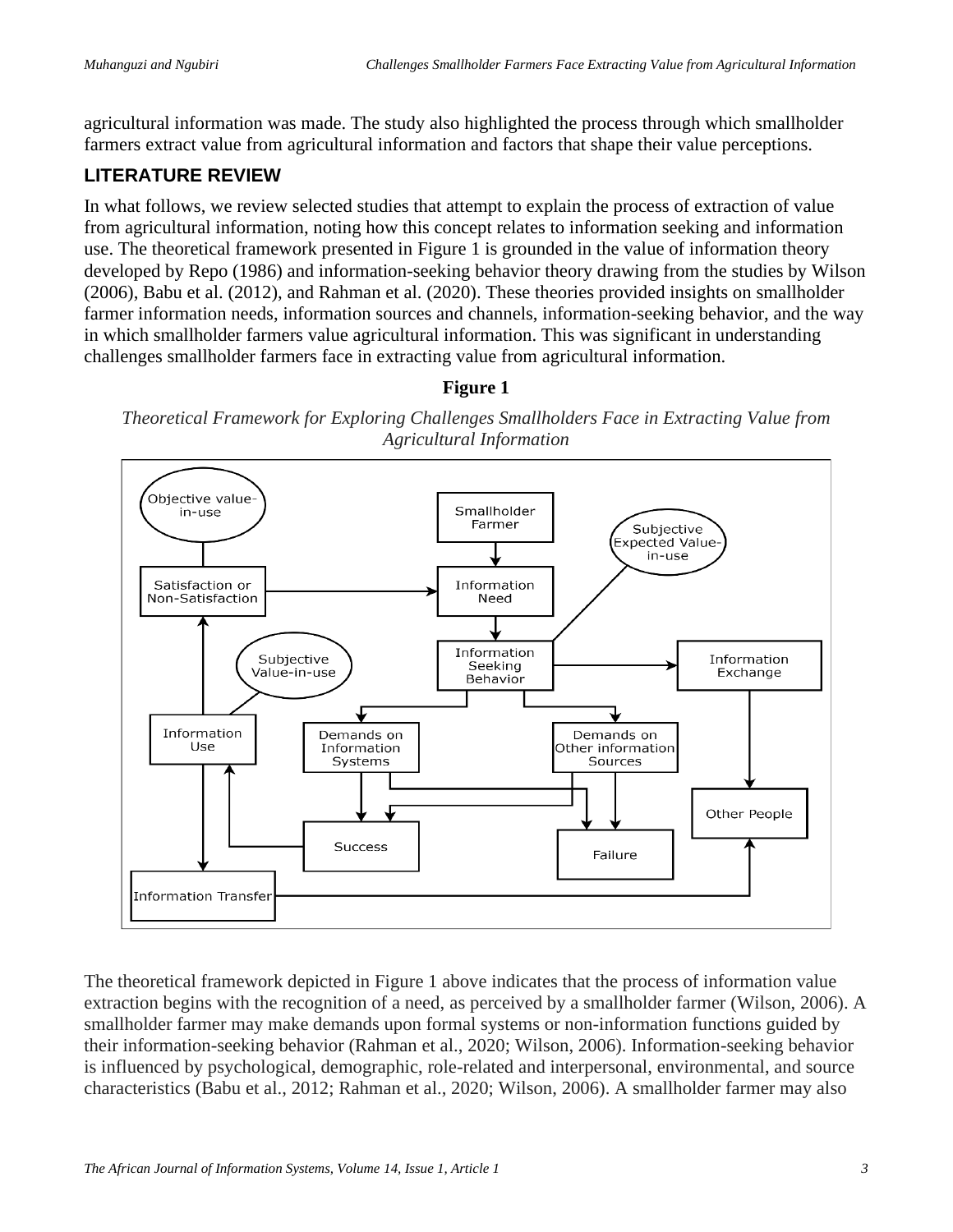agricultural information was made. The study also highlighted the process through which smallholder farmers extract value from agricultural information and factors that shape their value perceptions.

## LITERATURE REVIEW

In what follows, we review selected studies that attempt to explain the process of extraction of value from agricultural information, noting how this concept relates to information seeking and information use. The theoretical framework presented in Figure 1 is grounded in the value of information theory developed by Repo (1986) and information-seeking behavior theory drawing from the studies by Wilson (2006), Babu et al. (2012), and Rahman et al. (2020). These theories provided insights on smallholder farmer information needs, information sources and channels, information-seeking behavior, and the way in which smallholder farmers value agricultural information. This was significant in understanding challenges smallholder farmers face in extracting value from agricultural information.

**Figure 1**

*Theoretical Framework for Exploring Challenges Smallholders Face in Extracting Value from Agricultural Information*

The theoretical framework depicted in Figure 1 above indicates that the process of information value extraction begins with the recognition of a need, as perceived by a smallholder farmer (Wilson, 2006). A smallholder farmer may make demands upon formal systems or non-information functions guided by their information-seeking behavior (Rahman et al., 2020; Wilson, 2006). Information-seeking behavior is influenced by psychological, demographic, role-related and interpersonal, environmental, and source characteristics (Babu et al., 2012; Rahman et al., 2020; Wilson, 2006). A smallholder farmer may also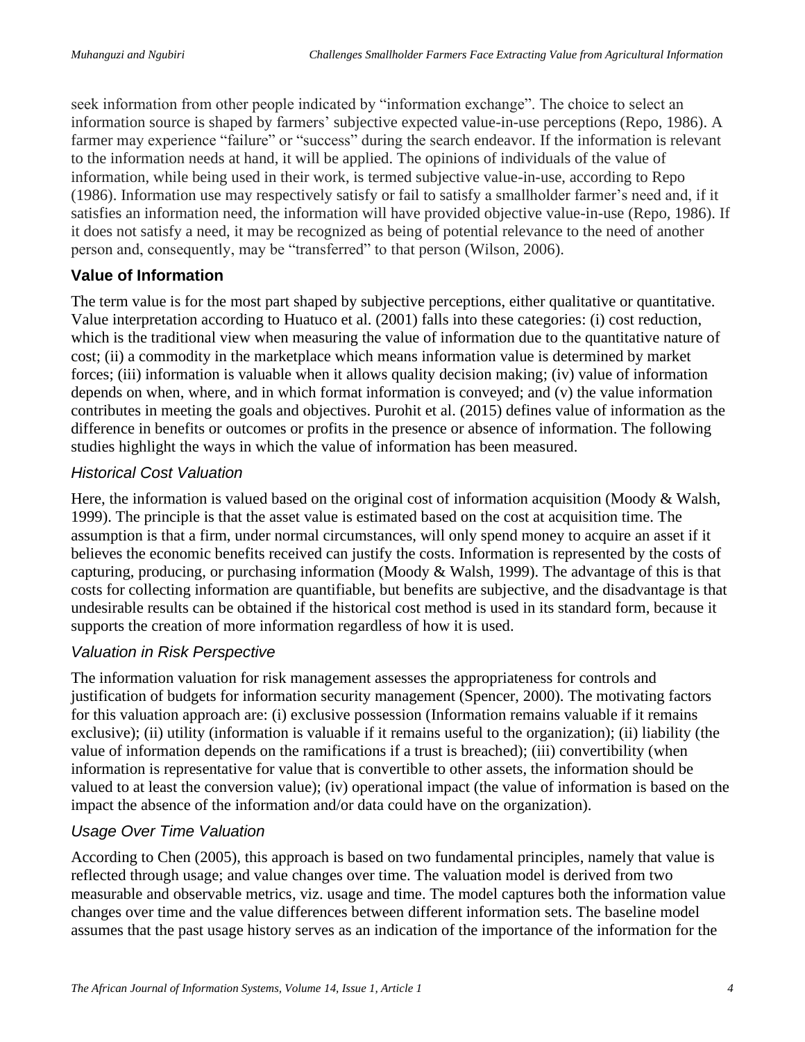seek information from other people indicated by "information exchange". The choice to select an information source is shaped by farmers' subjective expected value-in-use perceptions (Repo, 1986). A farmer may experience "failure" or "success" during the search endeavor. If the information is relevant to the information needs at hand, it will be applied. The opinions of individuals of the value of information, while being used in their work, is termed subjective value-in-use, according to Repo (1986). Information use may respectively satisfy or fail to satisfy a smallholder farmer's need and, if it satisfies an information need, the information will have provided objective value-in-use (Repo, 1986). If it does not satisfy a need, it may be recognized as being of potential relevance to the need of another person and, consequently, may be "transferred" to that person (Wilson, 2006).

## Value of Information

The term value is for the most part shaped by subjective perceptions, either qualitative or quantitative. Value interpretation according to Huatuco et al. (2001) falls into these categories: (i) cost reduction, which is the traditional view when measuring the value of information due to the quantitative nature of cost; (ii) a commodity in the marketplace which means information value is determined by market forces; (iii) information is valuable when it allows quality decision making; (iv) value of information depends on when, where, and in which format information is conveyed; and (v) the value information contributes in meeting the goals and objectives. Purohit et al. (2015) defines value of information as the difference in benefits or outcomes or profits in the presence or absence of information. The following studies highlight the ways in which the value of information has been measured.

### *Historical Cost Valuation*

Here, the information is valued based on the original cost of information acquisition (Moody & Walsh, 1999). The principle is that the asset value is estimated based on the cost at acquisition time. The assumption is that a firm, under normal circumstances, will only spend money to acquire an asset if it believes the economic benefits received can justify the costs. Information is represented by the costs of capturing, producing, or purchasing information (Moody & Walsh, 1999). The advantage of this is that costs for collecting information are quantifiable, but benefits are subjective, and the disadvantage is that undesirable results can be obtained if the historical cost method is used in its standard form, because it supports the creation of more information regardless of how it is used.

### *Valuation in Risk Perspective*

The information valuation for risk management assesses the appropriateness for controls and justification of budgets for information security management (Spencer, 2000). The motivating factors for this valuation approach are: (i) exclusive possession (Information remains valuable if it remains exclusive); (ii) utility (information is valuable if it remains useful to the organization); (ii) liability (the value of information depends on the ramifications if a trust is breached); (iii) convertibility (when information is representative for value that is convertible to other assets, the information should be valued to at least the conversion value); (iv) operational impact (the value of information is based on the impact the absence of the information and/or data could have on the organization).

### *Usage Over Time Valuation*

According to Chen (2005), this approach is based on two fundamental principles, namely that value is reflected through usage; and value changes over time. The valuation model is derived from two measurable and observable metrics, viz. usage and time. The model captures both the information value changes over time and the value differences between different information sets. The baseline model assumes that the past usage history serves as an indication of the importance of the information for the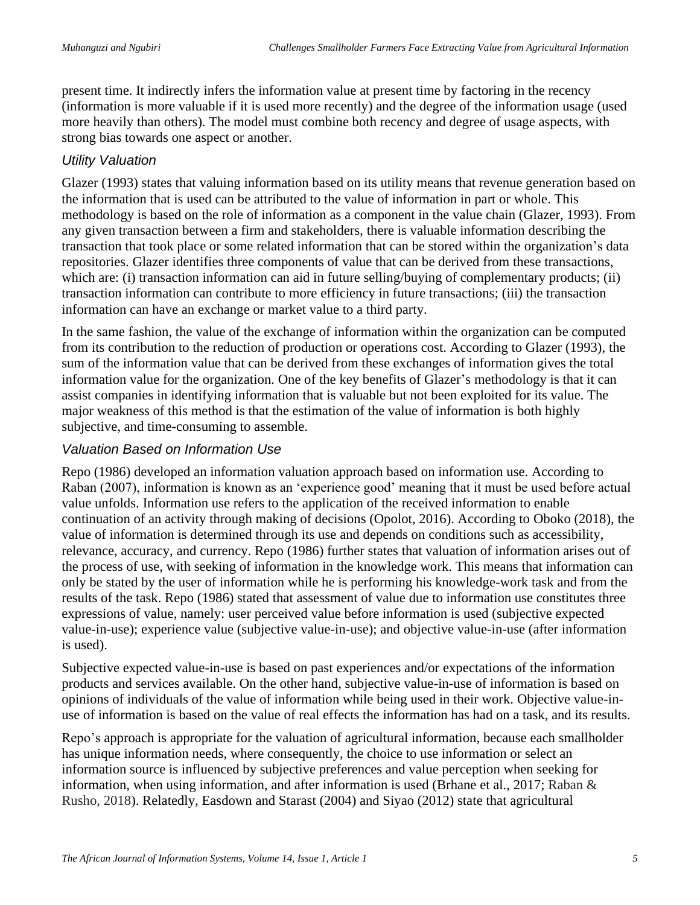present time. It indirectly infers the information value at present time by factoring in the recency (information is more valuable if it is used more recently) and the degree of the information usage (used more heavily than others). The model must combine both recency and degree of usage aspects, with strong bias towards one aspect or another.

### *Utility Valuation*

Glazer (1993) states that valuing information based on its utility means that revenue generation based on the information that is used can be attributed to the value of information in part or whole. This methodology is based on the role of information as a component in the value chain (Glazer, 1993). From any given transaction between a firm and stakeholders, there is valuable information describing the transaction that took place or some related information that can be stored within the organization's data repositories. Glazer identifies three components of value that can be derived from these transactions, which are: (i) transaction information can aid in future selling/buying of complementary products; (ii) transaction information can contribute to more efficiency in future transactions; (iii) the transaction information can have an exchange or market value to a third party.

In the same fashion, the value of the exchange of information within the organization can be computed from its contribution to the reduction of production or operations cost. According to Glazer (1993), the sum of the information value that can be derived from these exchanges of information gives the total information value for the organization. One of the key benefits of Glazer's methodology is that it can assist companies in identifying information that is valuable but not been exploited for its value. The major weakness of this method is that the estimation of the value of information is both highly subjective, and time-consuming to assemble.

### *Valuation Based on Information Use*

Repo (1986) developed an information valuation approach based on information use. According to Raban (2007), information is known as an 'experience good' meaning that it must be used before actual value unfolds. Information use refers to the application of the received information to enable continuation of an activity through making of decisions (Opolot, 2016). According to Oboko (2018), the value of information is determined through its use and depends on conditions such as accessibility, relevance, accuracy, and currency. Repo (1986) further states that valuation of information arises out of the process of use, with seeking of information in the knowledge work. This means that information can only be stated by the user of information while he is performing his knowledge-work task and from the results of the task. Repo (1986) stated that assessment of value due to information use constitutes three expressions of value, namely: user perceived value before information is used (subjective expected value-in-use); experience value (subjective value-in-use); and objective value-in-use (after information is used).

Subjective expected value-in-use is based on past experiences and/or expectations of the information products and services available. On the other hand, subjective value-in-use of information is based on opinions of individuals of the value of information while being used in their work. Objective value-in-use of information is based on the value of real effects the information has had on a task, and its results.

Repo's approach is appropriate for the valuation of agricultural information, because each smallholder has unique information needs, where consequently, the choice to use information or select an information source is influenced by subjective preferences and value perception when seeking for information, when using information, and after information is used (Brhane et al., 2017; Raban & Rusho, 2018). Relatedly, Easdown and Starast (2004) and Siyao (2012) state that agricultural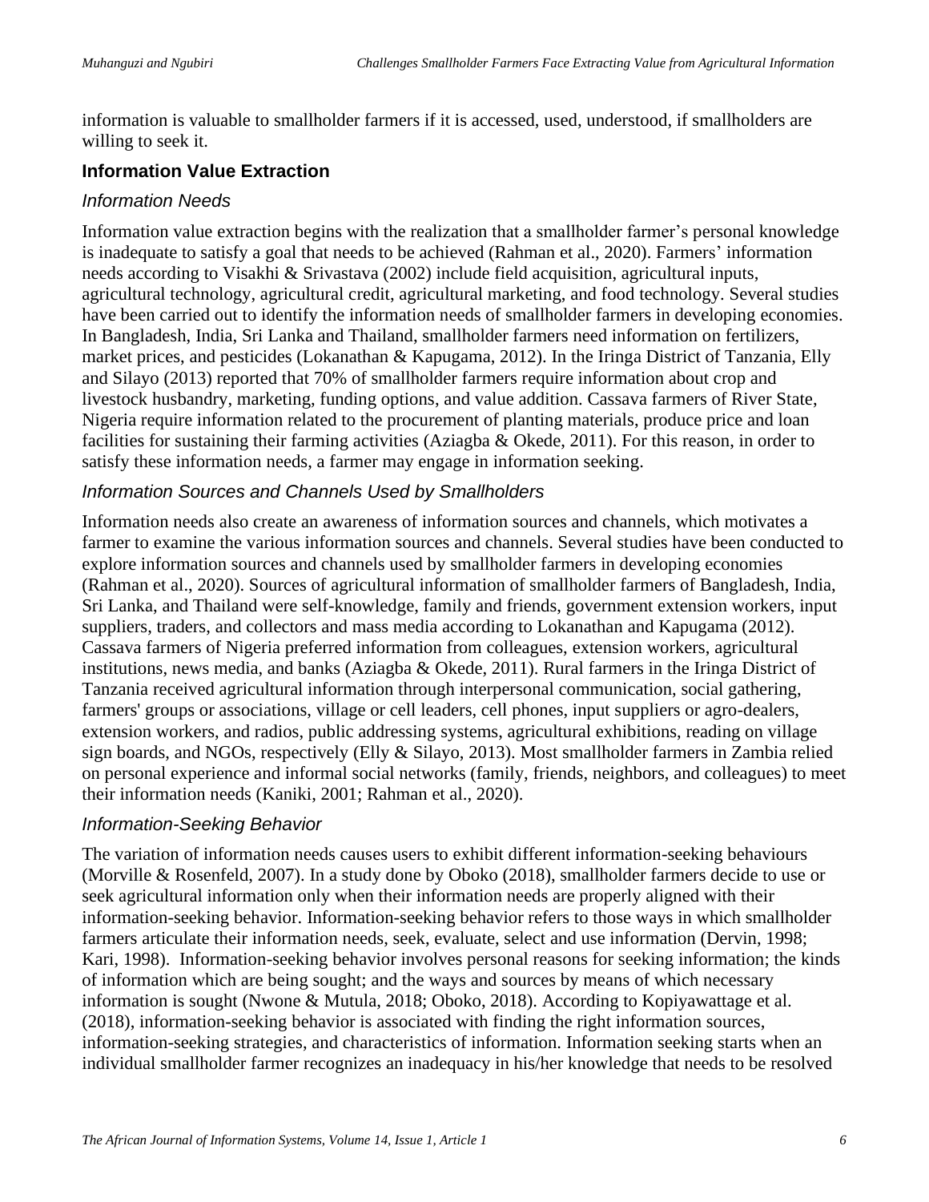information is valuable to smallholder farmers if it is accessed, used, understood, if smallholders are willing to seek it.

## Information Value Extraction

### *Information Needs*

Information value extraction begins with the realization that a smallholder farmer's personal knowledge is inadequate to satisfy a goal that needs to be achieved (Rahman et al., 2020). Farmers' information needs according to Visakhi & Srivastava (2002) include field acquisition, agricultural inputs, agricultural technology, agricultural credit, agricultural marketing, and food technology. Several studies have been carried out to identify the information needs of smallholder farmers in developing economies. In Bangladesh, India, Sri Lanka and Thailand, smallholder farmers need information on fertilizers, market prices, and pesticides (Lokanathan & Kapugama, 2012). In the Iringa District of Tanzania, Elly and Silayo (2013) reported that 70% of smallholder farmers require information about crop and livestock husbandry, marketing, funding options, and value addition. Cassava farmers of River State, Nigeria require information related to the procurement of planting materials, produce price and loan facilities for sustaining their farming activities (Aziagba & Okede, 2011). For this reason, in order to satisfy these information needs, a farmer may engage in information seeking.

### *Information Sources and Channels Used by Smallholders*

Information needs also create an awareness of information sources and channels, which motivates a farmer to examine the various information sources and channels. Several studies have been conducted to explore information sources and channels used by smallholder farmers in developing economies (Rahman et al., 2020). Sources of agricultural information of smallholder farmers of Bangladesh, India, Sri Lanka, and Thailand were self-knowledge, family and friends, government extension workers, input suppliers, traders, and collectors and mass media according to Lokanathan and Kapugama (2012). Cassava farmers of Nigeria preferred information from colleagues, extension workers, agricultural institutions, news media, and banks (Aziagba & Okede, 2011). Rural farmers in the Iringa District of Tanzania received agricultural information through interpersonal communication, social gathering, farmers' groups or associations, village or cell leaders, cell phones, input suppliers or agro-dealers, extension workers, and radios, public addressing systems, agricultural exhibitions, reading on village sign boards, and NGOs, respectively (Elly & Silayo, 2013). Most smallholder farmers in Zambia relied on personal experience and informal social networks (family, friends, neighbors, and colleagues) to meet their information needs (Kaniki, 2001; Rahman et al., 2020).

### *Information-Seeking Behavior*

The variation of information needs causes users to exhibit different information-seeking behaviours (Morville & Rosenfeld, 2007). In a study done by Oboko (2018), smallholder farmers decide to use or seek agricultural information only when their information needs are properly aligned with their information-seeking behavior. Information-seeking behavior refers to those ways in which smallholder farmers articulate their information needs, seek, evaluate, select and use information (Dervin, 1998; Kari, 1998). Information-seeking behavior involves personal reasons for seeking information; the kinds of information which are being sought; and the ways and sources by means of which necessary information is sought (Nwone & Mutula, 2018; Oboko, 2018). According to Kopiyawattage et al. (2018), information-seeking behavior is associated with finding the right information sources, information-seeking strategies, and characteristics of information. Information seeking starts when an individual smallholder farmer recognizes an inadequacy in his/her knowledge that needs to be resolved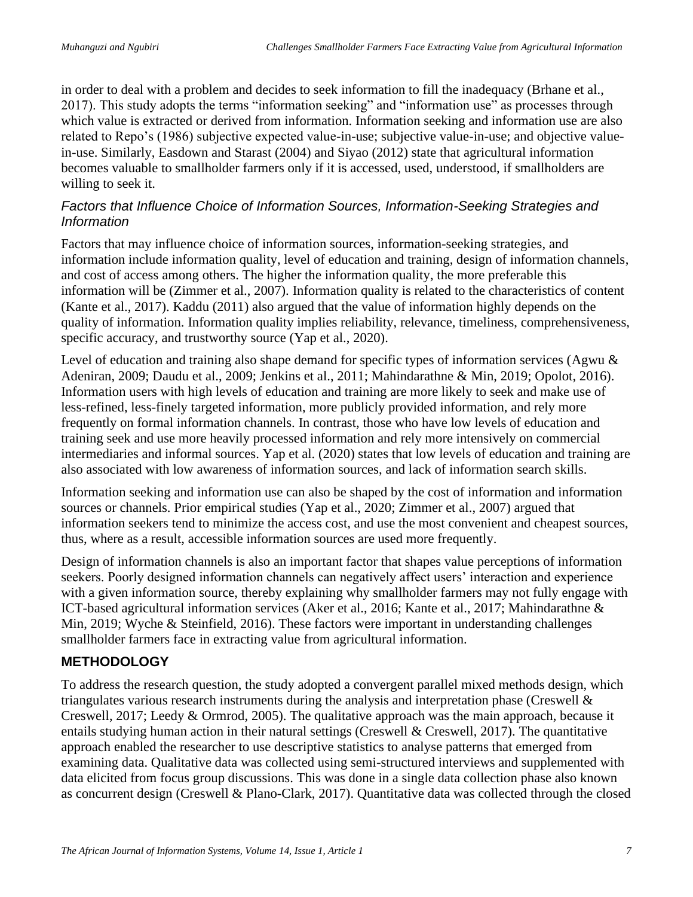in order to deal with a problem and decides to seek information to fill the inadequacy (Brhane et al., 2017). This study adopts the terms "information seeking" and "information use" as processes through which value is extracted or derived from information. Information seeking and information use are also related to Repo's (1986) subjective expected value-in-use; subjective value-in-use; and objective value-in-use. Similarly, Easdown and Starast (2004) and Siyao (2012) state that agricultural information becomes valuable to smallholder farmers only if it is accessed, used, understood, if smallholders are willing to seek it.

### *Factors that Influence Choice of Information Sources, Information-Seeking Strategies and Information*

Factors that may influence choice of information sources, information-seeking strategies, and information include information quality, level of education and training, design of information channels, and cost of access among others. The higher the information quality, the more preferable this information will be (Zimmer et al., 2007). Information quality is related to the characteristics of content (Kante et al., 2017). Kaddu (2011) also argued that the value of information highly depends on the quality of information. Information quality implies reliability, relevance, timeliness, comprehensiveness, specific accuracy, and trustworthy source (Yap et al., 2020).

Level of education and training also shape demand for specific types of information services (Agwu & Adeniran, 2009; Daudu et al., 2009; Jenkins et al., 2011; Mahindarathne & Min, 2019; Opolot, 2016). Information users with high levels of education and training are more likely to seek and make use of less-refined, less-finely targeted information, more publicly provided information, and rely more frequently on formal information channels. In contrast, those who have low levels of education and training seek and use more heavily processed information and rely more intensively on commercial intermediaries and informal sources. Yap et al. (2020) states that low levels of education and training are also associated with low awareness of information sources, and lack of information search skills.

Information seeking and information use can also be shaped by the cost of information and information sources or channels. Prior empirical studies (Yap et al., 2020; Zimmer et al., 2007) argued that information seekers tend to minimize the access cost, and use the most convenient and cheapest sources, thus, where as a result, accessible information sources are used more frequently.

Design of information channels is also an important factor that shapes value perceptions of information seekers. Poorly designed information channels can negatively affect users' interaction and experience with a given information source, thereby explaining why smallholder farmers may not fully engage with ICT-based agricultural information services (Aker et al., 2016; Kante et al., 2017; Mahindarathne & Min, 2019; Wyche & Steinfield, 2016). These factors were important in understanding challenges smallholder farmers face in extracting value from agricultural information.

## METHODOLOGY

To address the research question, the study adopted a convergent parallel mixed methods design, which triangulates various research instruments during the analysis and interpretation phase (Creswell & Creswell, 2017; Leedy & Ormrod, 2005). The qualitative approach was the main approach, because it entails studying human action in their natural settings (Creswell & Creswell, 2017). The quantitative approach enabled the researcher to use descriptive statistics to analyse patterns that emerged from examining data. Qualitative data was collected using semi-structured interviews and supplemented with data elicited from focus group discussions. This was done in a single data collection phase also known as concurrent design (Creswell & Plano-Clark, 2017). Quantitative data was collected through the closed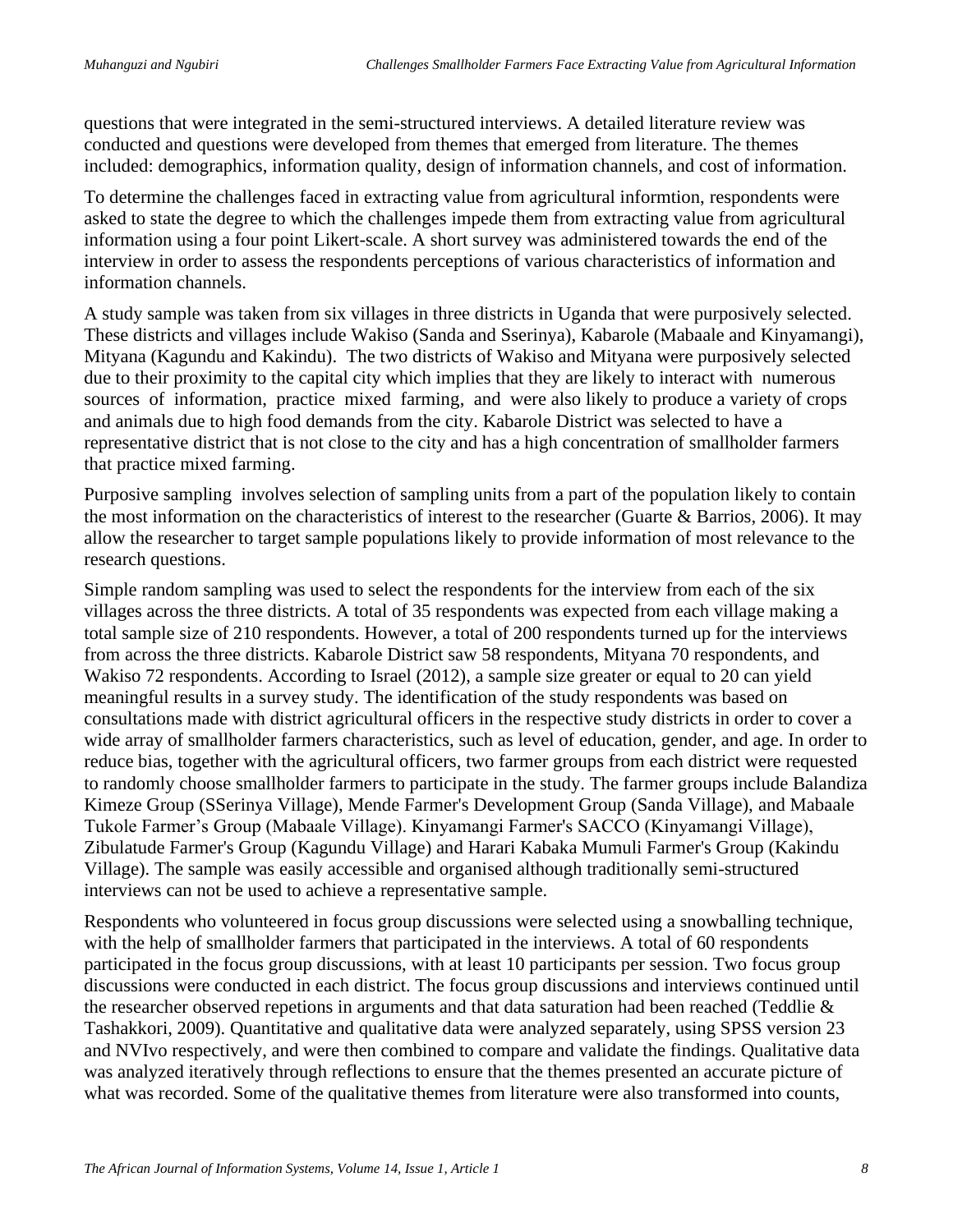questions that were integrated in the semi-structured interviews. A detailed literature review was conducted and questions were developed from themes that emerged from literature. The themes included: demographics, information quality, design of information channels, and cost of information.

To determine the challenges faced in extracting value from agricultural informtion, respondents were asked to state the degree to which the challenges impede them from extracting value from agricultural information using a four point Likert-scale. A short survey was administered towards the end of the interview in order to assess the respondents perceptions of various characteristics of information and information channels.

A study sample was taken from six villages in three districts in Uganda that were purposively selected. These districts and villages include Wakiso (Sanda and Sserinya), Kabarole (Mabaale and Kinyamangi), Mityana (Kagundu and Kakindu). The two districts of Wakiso and Mityana were purposively selected due to their proximity to the capital city which implies that they are likely to interact with numerous sources of information, practice mixed farming, and were also likely to produce a variety of crops and animals due to high food demands from the city. Kabarole District was selected to have a representative district that is not close to the city and has a high concentration of smallholder farmers that practice mixed farming.

Purposive sampling involves selection of sampling units from a part of the population likely to contain the most information on the characteristics of interest to the researcher (Guarte & Barrios, 2006). It may allow the researcher to target sample populations likely to provide information of most relevance to the research questions.

Simple random sampling was used to select the respondents for the interview from each of the six villages across the three districts. A total of 35 respondents was expected from each village making a total sample size of 210 respondents. However, a total of 200 respondents turned up for the interviews from across the three districts. Kabarole District saw 58 respondents, Mityana 70 respondents, and Wakiso 72 respondents. According to Israel (2012), a sample size greater or equal to 20 can yield meaningful results in a survey study. The identification of the study respondents was based on consultations made with district agricultural officers in the respective study districts in order to cover a wide array of smallholder farmers characteristics, such as level of education, gender, and age. In order to reduce bias, together with the agricultural officers, two farmer groups from each district were requested to randomly choose smallholder farmers to participate in the study. The farmer groups include Balandiza Kimeze Group (SSerinya Village), Mende Farmer's Development Group (Sanda Village), and Mabaale Tukole Farmer's Group (Mabaale Village). Kinyamangi Farmer's SACCO (Kinyamangi Village), Zibulatude Farmer's Group (Kagundu Village) and Harari Kabaka Mumuli Farmer's Group (Kakindu Village). The sample was easily accessible and organised although traditionally semi-structured interviews can not be used to achieve a representative sample.

Respondents who volunteered in focus group discussions were selected using a snowballing technique, with the help of smallholder farmers that participated in the interviews. A total of 60 respondents participated in the focus group discussions, with at least 10 participants per session. Two focus group discussions were conducted in each district. The focus group discussions and interviews continued until the researcher observed repetions in arguments and that data saturation had been reached (Teddlie & Tashakkori, 2009). Quantitative and qualitative data were analyzed separately, using SPSS version 23 and NVIvo respectively, and were then combined to compare and validate the findings. Qualitative data was analyzed iteratively through reflections to ensure that the themes presented an accurate picture of what was recorded. Some of the qualitative themes from literature were also transformed into counts,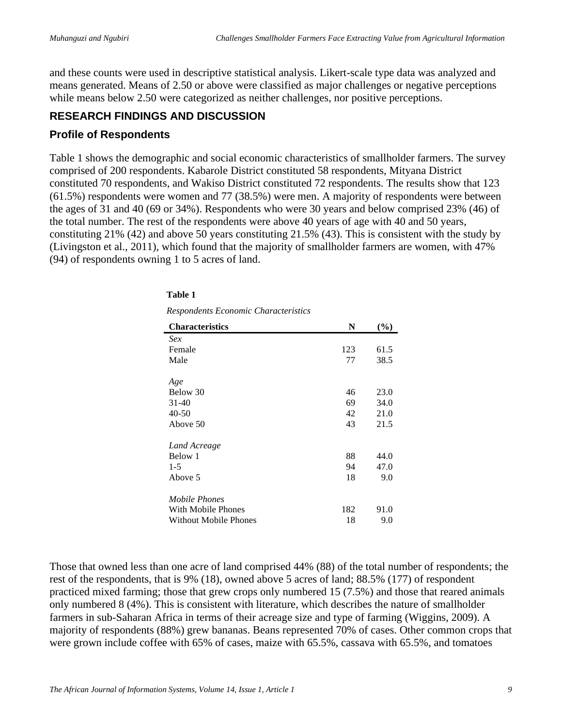and these counts were used in descriptive statistical analysis. Likert-scale type data was analyzed and means generated. Means of 2.50 or above were classified as major challenges or negative perceptions while means below 2.50 were categorized as neither challenges, nor positive perceptions.

## RESEARCH FINDINGS AND DISCUSSION

### Profile of Respondents

Table 1 shows the demographic and social economic characteristics of smallholder farmers. The survey comprised of 200 respondents. Kabarole District constituted 58 respondents, Mityana District constituted 70 respondents, and Wakiso District constituted 72 respondents. The results show that 123 (61.5%) respondents were women and 77 (38.5%) were men. A majority of respondents were between the ages of 31 and 40 (69 or 34%). Respondents who were 30 years and below comprised 23% (46) of the total number. The rest of the respondents were above 40 years of age with 40 and 50 years, constituting 21% (42) and above 50 years constituting 21.5% (43). This is consistent with the study by (Livingston et al., 2011), which found that the majority of smallholder farmers are women, with 47% (94) of respondents owning 1 to 5 acres of land.

**Table 1**

*Respondents Economic Characteristics*

| Characteristics | N | (%) |
|---|---|---|
| *Sex* | | |
| Female | 123 | 61.5 |
| Male | 77 | 38.5 |
| *Age* | | |
| Below 30 | 46 | 23.0 |
| 31-40 | 69 | 34.0 |
| 40-50 | 42 | 21.0 |
| Above 50 | 43 | 21.5 |
| *Land Acreage* | | |
| Below 1 | 88 | 44.0 |
| 1-5 | 94 | 47.0 |
| Above 5 | 18 | 9.0 |
| *Mobile Phones* | | |
| With Mobile Phones | 182 | 91.0 |
| Without Mobile Phones | 18 | 9.0 |

Those that owned less than one acre of land comprised 44% (88) of the total number of respondents; the rest of the respondents, that is 9% (18), owned above 5 acres of land; 88.5% (177) of respondent practiced mixed farming; those that grew crops only numbered 15 (7.5%) and those that reared animals only numbered 8 (4%). This is consistent with literature, which describes the nature of smallholder farmers in sub-Saharan Africa in terms of their acreage size and type of farming (Wiggins, 2009). A majority of respondents (88%) grew bananas. Beans represented 70% of cases. Other common crops that were grown include coffee with 65% of cases, maize with 65.5%, cassava with 65.5%, and tomatoes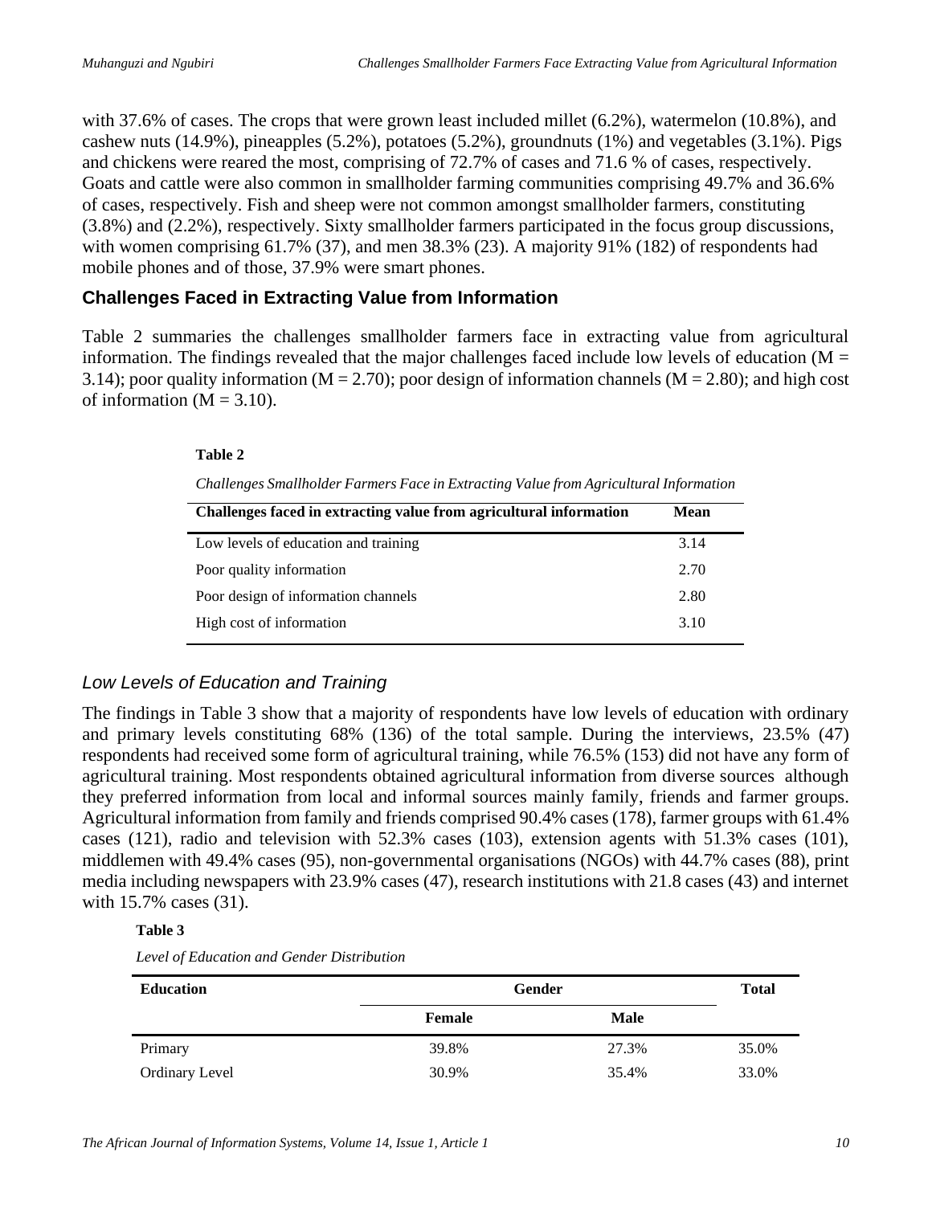with 37.6% of cases. The crops that were grown least included millet (6.2%), watermelon (10.8%), and cashew nuts (14.9%), pineapples (5.2%), potatoes (5.2%), groundnuts (1%) and vegetables (3.1%). Pigs and chickens were reared the most, comprising of 72.7% of cases and 71.6 % of cases, respectively. Goats and cattle were also common in smallholder farming communities comprising 49.7% and 36.6% of cases, respectively. Fish and sheep were not common amongst smallholder farmers, constituting (3.8%) and (2.2%), respectively. Sixty smallholder farmers participated in the focus group discussions, with women comprising 61.7% (37), and men 38.3% (23). A majority 91% (182) of respondents had mobile phones and of those, 37.9% were smart phones.

## Challenges Faced in Extracting Value from Information

Table 2 summaries the challenges smallholder farmers face in extracting value from agricultural information. The findings revealed that the major challenges faced include low levels of education (M = 3.14); poor quality information (M = 2.70); poor design of information channels (M = 2.80); and high cost of information (M = 3.10).

**Table 2**

*Challenges Smallholder Farmers Face in Extracting Value from Agricultural Information*

| Challenges faced in extracting value from agricultural information | Mean |
|---|---|
| Low levels of education and training | 3.14 |
| Poor quality information | 2.70 |
| Poor design of information channels | 2.80 |
| High cost of information | 3.10 |

### *Low Levels of Education and Training*

The findings in Table 3 show that a majority of respondents have low levels of education with ordinary and primary levels constituting 68% (136) of the total sample. During the interviews, 23.5% (47) respondents had received some form of agricultural training, while 76.5% (153) did not have any form of agricultural training. Most respondents obtained agricultural information from diverse sources although they preferred information from local and informal sources mainly family, friends and farmer groups. Agricultural information from family and friends comprised 90.4% cases (178), farmer groups with 61.4% cases (121), radio and television with 52.3% cases (103), extension agents with 51.3% cases (101), middlemen with 49.4% cases (95), non-governmental organisations (NGOs) with 44.7% cases (88), print media including newspapers with 23.9% cases (47), research institutions with 21.8 cases (43) and internet with 15.7% cases (31).

**Table 3**

*Level of Education and Gender Distribution*

| Education | Gender | | Total |
|---|---|---|---|
| | Female | Male | |
| Primary | 39.8% | 27.3% | 35.0% |
| Ordinary Level | 30.9% | 35.4% | 33.0% |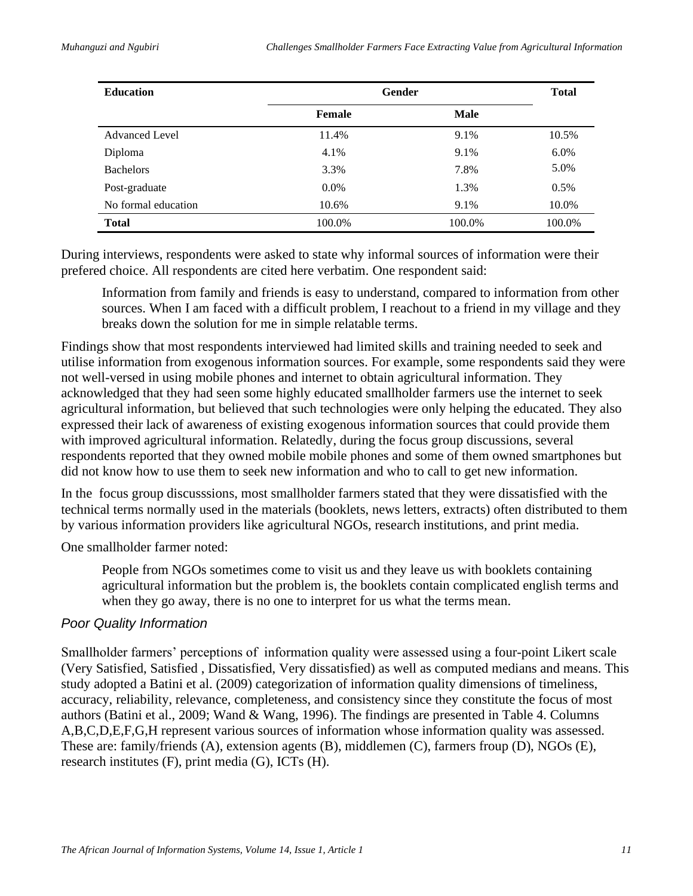| Education | Gender | | Total |
|---|---|---|---|
| | Female | Male | |
| Advanced Level | 11.4% | 9.1% | 10.5% |
| Diploma | 4.1% | 9.1% | 6.0% |
| Bachelors | 3.3% | 7.8% | 5.0% |
| Post-graduate | 0.0% | 1.3% | 0.5% |
| No formal education | 10.6% | 9.1% | 10.0% |
| **Total** | 100.0% | 100.0% | 100.0% |

During interviews, respondents were asked to state why informal sources of information were their prefered choice. All respondents are cited here verbatim. One respondent said:

> Information from family and friends is easy to understand, compared to information from other sources. When I am faced with a difficult problem, I reachout to a friend in my village and they breaks down the solution for me in simple relatable terms.

Findings show that most respondents interviewed had limited skills and training needed to seek and utilise information from exogenous information sources. For example, some respondents said they were not well-versed in using mobile phones and internet to obtain agricultural information. They acknowledged that they had seen some highly educated smallholder farmers use the internet to seek agricultural information, but believed that such technologies were only helping the educated. They also expressed their lack of awareness of existing exogenous information sources that could provide them with improved agricultural information. Relatedly, during the focus group discussions, several respondents reported that they owned mobile mobile phones and some of them owned smartphones but did not know how to use them to seek new information and who to call to get new information.

In the focus group discusssions, most smallholder farmers stated that they were dissatisfied with the technical terms normally used in the materials (booklets, news letters, extracts) often distributed to them by various information providers like agricultural NGOs, research institutions, and print media.

One smallholder farmer noted:

> People from NGOs sometimes come to visit us and they leave us with booklets containing agricultural information but the problem is, the booklets contain complicated english terms and when they go away, there is no one to interpret for us what the terms mean.

### *Poor Quality Information*

Smallholder farmers' perceptions of information quality were assessed using a four-point Likert scale (Very Satisfied, Satisfied , Dissatisfied, Very dissatisfied) as well as computed medians and means. This study adopted a Batini et al. (2009) categorization of information quality dimensions of timeliness, accuracy, reliability, relevance, completeness, and consistency since they constitute the focus of most authors (Batini et al., 2009; Wand & Wang, 1996). The findings are presented in Table 4. Columns A,B,C,D,E,F,G,H represent various sources of information whose information quality was assessed. These are: family/friends (A), extension agents (B), middlemen (C), farmers froup (D), NGOs (E), research institutes (F), print media (G), ICTs (H).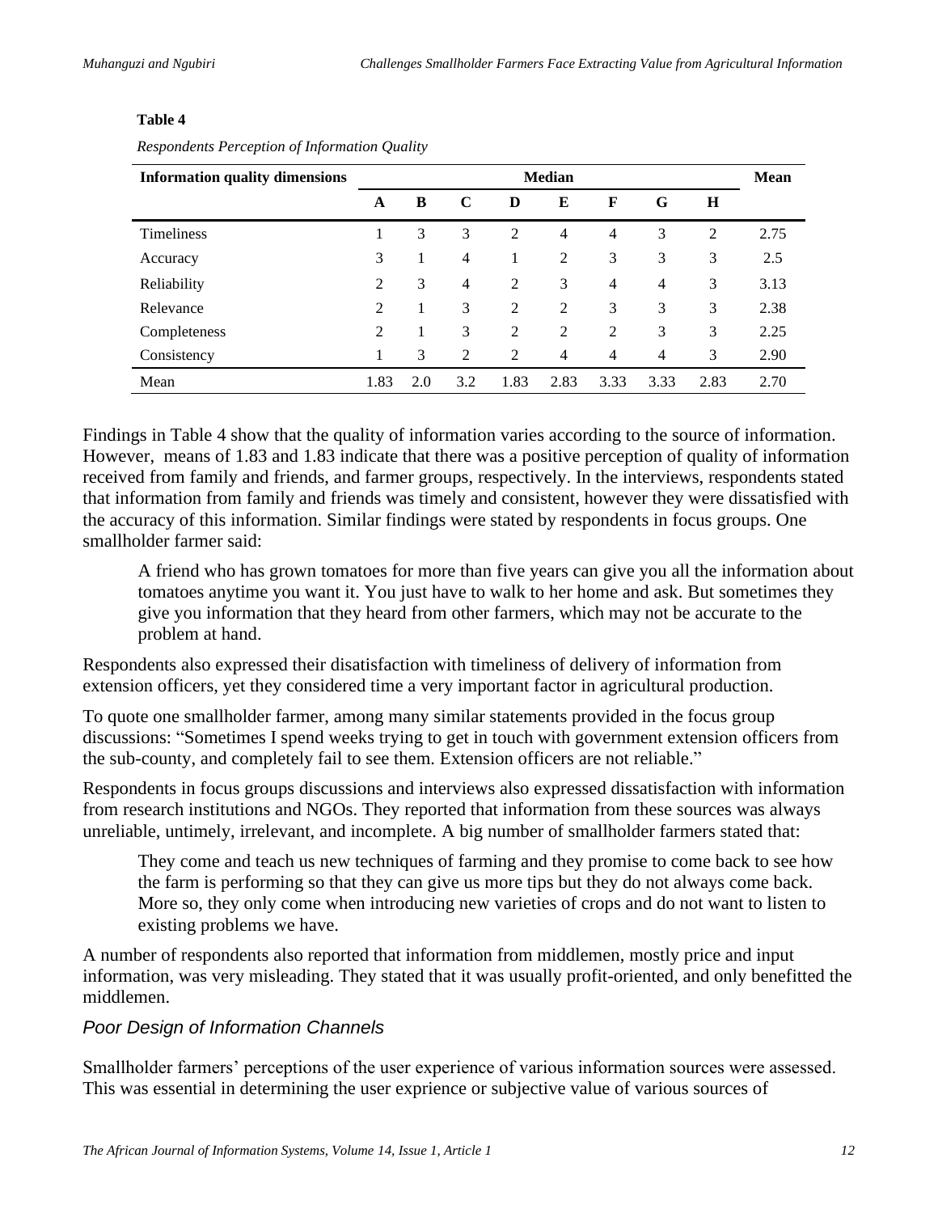**Table 4**

*Respondents Perception of Information Quality*

| Information quality dimensions | Median | | | | | | | | Mean |
|---|---|---|---|---|---|---|---|---|---|
| | A | B | C | D | E | F | G | H | |
| Timeliness | 1 | 3 | 3 | 2 | 4 | 4 | 3 | 2 | 2.75 |
| Accuracy | 3 | 1 | 4 | 1 | 2 | 3 | 3 | 3 | 2.5 |
| Reliability | 2 | 3 | 4 | 2 | 3 | 4 | 4 | 3 | 3.13 |
| Relevance | 2 | 1 | 3 | 2 | 2 | 3 | 3 | 3 | 2.38 |
| Completeness | 2 | 1 | 3 | 2 | 2 | 2 | 3 | 3 | 2.25 |
| Consistency | 1 | 3 | 2 | 2 | 4 | 4 | 4 | 3 | 2.90 |
| Mean | 1.83 | 2.0 | 3.2 | 1.83 | 2.83 | 3.33 | 3.33 | 2.83 | 2.70 |

Findings in Table 4 show that the quality of information varies according to the source of information. However, means of 1.83 and 1.83 indicate that there was a positive perception of quality of information received from family and friends, and farmer groups, respectively. In the interviews, respondents stated that information from family and friends was timely and consistent, however they were dissatisfied with the accuracy of this information. Similar findings were stated by respondents in focus groups. One smallholder farmer said:

> A friend who has grown tomatoes for more than five years can give you all the information about tomatoes anytime you want it. You just have to walk to her home and ask. But sometimes they give you information that they heard from other farmers, which may not be accurate to the problem at hand.

Respondents also expressed their disatisfaction with timeliness of delivery of information from extension officers, yet they considered time a very important factor in agricultural production.

To quote one smallholder farmer, among many similar statements provided in the focus group discussions: "Sometimes I spend weeks trying to get in touch with government extension officers from the sub-county, and completely fail to see them. Extension officers are not reliable."

Respondents in focus groups discussions and interviews also expressed dissatisfaction with information from research institutions and NGOs. They reported that information from these sources was always unreliable, untimely, irrelevant, and incomplete. A big number of smallholder farmers stated that:

> They come and teach us new techniques of farming and they promise to come back to see how the farm is performing so that they can give us more tips but they do not always come back. More so, they only come when introducing new varieties of crops and do not want to listen to existing problems we have.

A number of respondents also reported that information from middlemen, mostly price and input information, was very misleading. They stated that it was usually profit-oriented, and only benefitted the middlemen.

### *Poor Design of Information Channels*

Smallholder farmers' perceptions of the user experience of various information sources were assessed. This was essential in determining the user exprience or subjective value of various sources of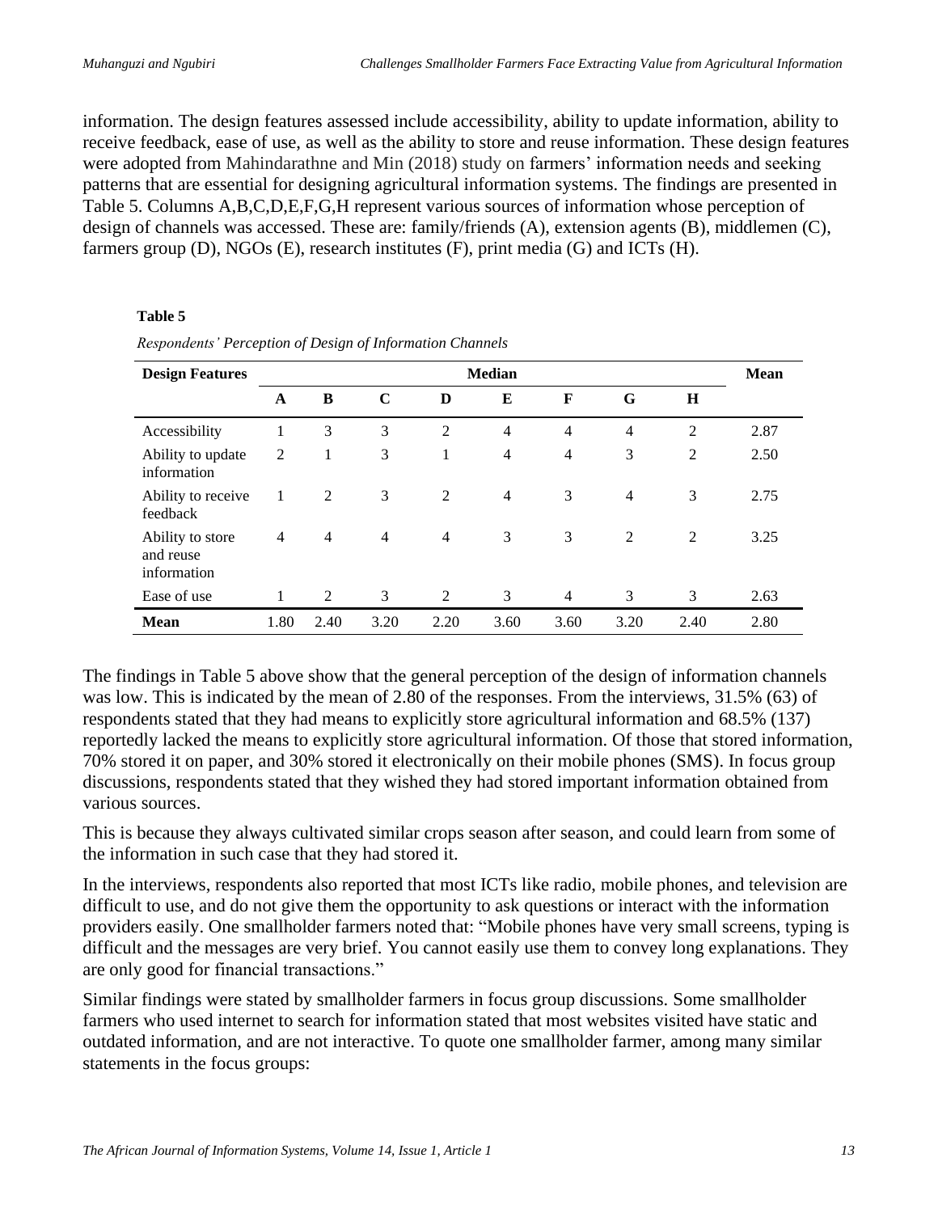information. The design features assessed include accessibility, ability to update information, ability to receive feedback, ease of use, as well as the ability to store and reuse information. These design features were adopted from Mahindarathne and Min (2018) study on farmers' information needs and seeking patterns that are essential for designing agricultural information systems. The findings are presented in Table 5. Columns A,B,C,D,E,F,G,H represent various sources of information whose perception of design of channels was accessed. These are: family/friends (A), extension agents (B), middlemen (C), farmers group (D), NGOs (E), research institutes (F), print media (G) and ICTs (H).

**Table 5**

*Respondents' Perception of Design of Information Channels*

| Design Features | Median | | | | | | | | Mean |
|---|---|---|---|---|---|---|---|---|---|
| | A | B | C | D | E | F | G | H | |
| Accessibility | 1 | 3 | 3 | 2 | 4 | 4 | 4 | 2 | 2.87 |
| Ability to update information | 2 | 1 | 3 | 1 | 4 | 4 | 3 | 2 | 2.50 |
| Ability to receive feedback | 1 | 2 | 3 | 2 | 4 | 3 | 4 | 3 | 2.75 |
| Ability to store and reuse information | 4 | 4 | 4 | 4 | 3 | 3 | 2 | 2 | 3.25 |
| Ease of use | 1 | 2 | 3 | 2 | 3 | 4 | 3 | 3 | 2.63 |
| **Mean** | 1.80 | 2.40 | 3.20 | 2.20 | 3.60 | 3.60 | 3.20 | 2.40 | 2.80 |

The findings in Table 5 above show that the general perception of the design of information channels was low. This is indicated by the mean of 2.80 of the responses. From the interviews, 31.5% (63) of respondents stated that they had means to explicitly store agricultural information and 68.5% (137) reportedly lacked the means to explicitly store agricultural information. Of those that stored information, 70% stored it on paper, and 30% stored it electronically on their mobile phones (SMS). In focus group discussions, respondents stated that they wished they had stored important information obtained from various sources.

This is because they always cultivated similar crops season after season, and could learn from some of the information in such case that they had stored it.

In the interviews, respondents also reported that most ICTs like radio, mobile phones, and television are difficult to use, and do not give them the opportunity to ask questions or interact with the information providers easily. One smallholder farmers noted that: "Mobile phones have very small screens, typing is difficult and the messages are very brief. You cannot easily use them to convey long explanations. They are only good for financial transactions."

Similar findings were stated by smallholder farmers in focus group discussions. Some smallholder farmers who used internet to search for information stated that most websites visited have static and outdated information, and are not interactive. To quote one smallholder farmer, among many similar statements in the focus groups: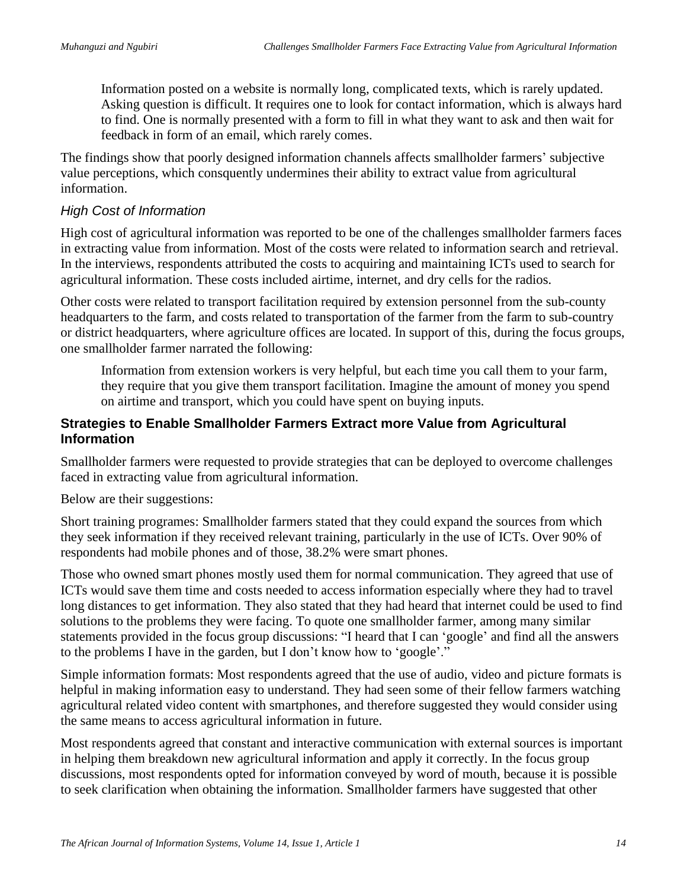> Information posted on a website is normally long, complicated texts, which is rarely updated. Asking question is difficult. It requires one to look for contact information, which is always hard to find. One is normally presented with a form to fill in what they want to ask and then wait for feedback in form of an email, which rarely comes.

The findings show that poorly designed information channels affects smallholder farmers' subjective value perceptions, which consquently undermines their ability to extract value from agricultural information.

### *High Cost of Information*

High cost of agricultural information was reported to be one of the challenges smallholder farmers faces in extracting value from information. Most of the costs were related to information search and retrieval. In the interviews, respondents attributed the costs to acquiring and maintaining ICTs used to search for agricultural information. These costs included airtime, internet, and dry cells for the radios.

Other costs were related to transport facilitation required by extension personnel from the sub-county headquarters to the farm, and costs related to transportation of the farmer from the farm to sub-country or district headquarters, where agriculture offices are located. In support of this, during the focus groups, one smallholder farmer narrated the following:

> Information from extension workers is very helpful, but each time you call them to your farm, they require that you give them transport facilitation. Imagine the amount of money you spend on airtime and transport, which you could have spent on buying inputs.

## **Strategies to Enable Smallholder Farmers Extract more Value from Agricultural Information**

Smallholder farmers were requested to provide strategies that can be deployed to overcome challenges faced in extracting value from agricultural information.

Below are their suggestions:

Short training programes: Smallholder farmers stated that they could expand the sources from which they seek information if they received relevant training, particularly in the use of ICTs. Over 90% of respondents had mobile phones and of those, 38.2% were smart phones.

Those who owned smart phones mostly used them for normal communication. They agreed that use of ICTs would save them time and costs needed to access information especially where they had to travel long distances to get information. They also stated that they had heard that internet could be used to find solutions to the problems they were facing. To quote one smallholder farmer, among many similar statements provided in the focus group discussions: "I heard that I can 'google' and find all the answers to the problems I have in the garden, but I don't know how to 'google'."

Simple information formats: Most respondents agreed that the use of audio, video and picture formats is helpful in making information easy to understand. They had seen some of their fellow farmers watching agricultural related video content with smartphones, and therefore suggested they would consider using the same means to access agricultural information in future.

Most respondents agreed that constant and interactive communication with external sources is important in helping them breakdown new agricultural information and apply it correctly. In the focus group discussions, most respondents opted for information conveyed by word of mouth, because it is possible to seek clarification when obtaining the information. Smallholder farmers have suggested that other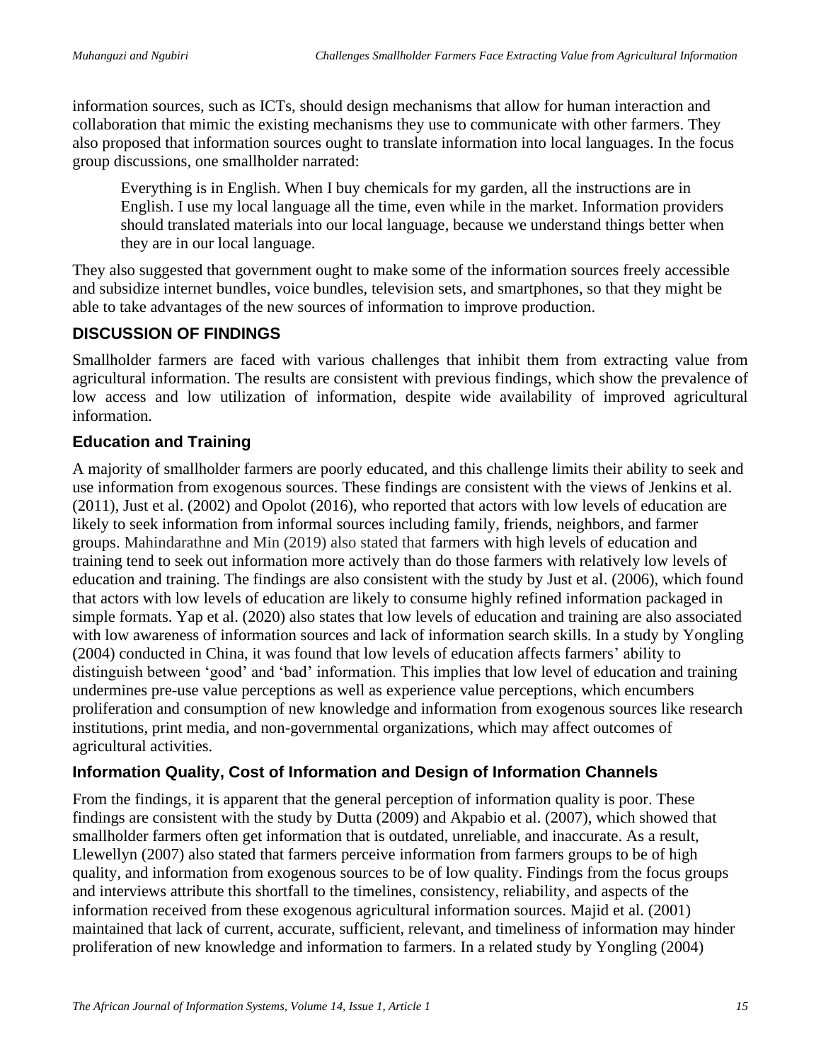information sources, such as ICTs, should design mechanisms that allow for human interaction and collaboration that mimic the existing mechanisms they use to communicate with other farmers. They also proposed that information sources ought to translate information into local languages. In the focus group discussions, one smallholder narrated:

> Everything is in English. When I buy chemicals for my garden, all the instructions are in English. I use my local language all the time, even while in the market. Information providers should translated materials into our local language, because we understand things better when they are in our local language.

They also suggested that government ought to make some of the information sources freely accessible and subsidize internet bundles, voice bundles, television sets, and smartphones, so that they might be able to take advantages of the new sources of information to improve production.

## DISCUSSION OF FINDINGS

Smallholder farmers are faced with various challenges that inhibit them from extracting value from agricultural information. The results are consistent with previous findings, which show the prevalence of low access and low utilization of information, despite wide availability of improved agricultural information.

### Education and Training

A majority of smallholder farmers are poorly educated, and this challenge limits their ability to seek and use information from exogenous sources. These findings are consistent with the views of Jenkins et al. (2011), Just et al. (2002) and Opolot (2016), who reported that actors with low levels of education are likely to seek information from informal sources including family, friends, neighbors, and farmer groups. Mahindarathne and Min (2019) also stated that farmers with high levels of education and training tend to seek out information more actively than do those farmers with relatively low levels of education and training. The findings are also consistent with the study by Just et al. (2006), which found that actors with low levels of education are likely to consume highly refined information packaged in simple formats. Yap et al. (2020) also states that low levels of education and training are also associated with low awareness of information sources and lack of information search skills. In a study by Yongling (2004) conducted in China, it was found that low levels of education affects farmers' ability to distinguish between 'good' and 'bad' information. This implies that low level of education and training undermines pre-use value perceptions as well as experience value perceptions, which encumbers proliferation and consumption of new knowledge and information from exogenous sources like research institutions, print media, and non-governmental organizations, which may affect outcomes of agricultural activities.

### Information Quality, Cost of Information and Design of Information Channels

From the findings, it is apparent that the general perception of information quality is poor. These findings are consistent with the study by Dutta (2009) and Akpabio et al. (2007), which showed that smallholder farmers often get information that is outdated, unreliable, and inaccurate. As a result, Llewellyn (2007) also stated that farmers perceive information from farmers groups to be of high quality, and information from exogenous sources to be of low quality. Findings from the focus groups and interviews attribute this shortfall to the timelines, consistency, reliability, and aspects of the information received from these exogenous agricultural information sources. Majid et al. (2001) maintained that lack of current, accurate, sufficient, relevant, and timeliness of information may hinder proliferation of new knowledge and information to farmers. In a related study by Yongling (2004)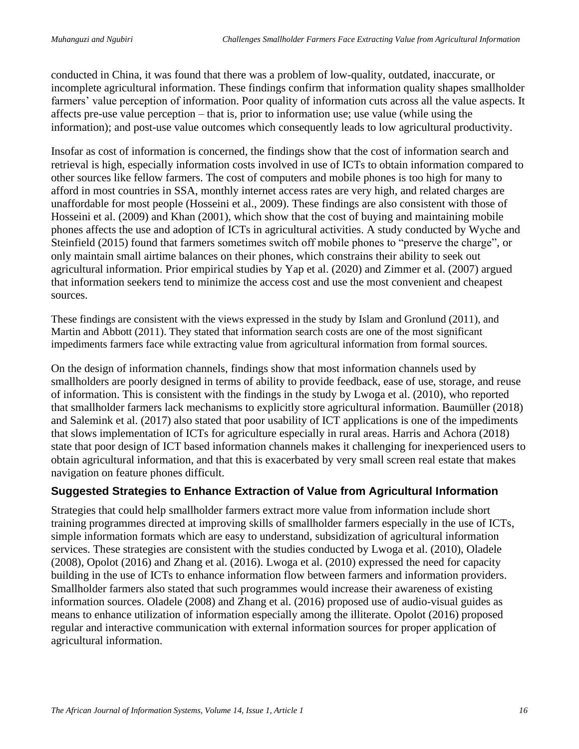conducted in China, it was found that there was a problem of low-quality, outdated, inaccurate, or incomplete agricultural information. These findings confirm that information quality shapes smallholder farmers' value perception of information. Poor quality of information cuts across all the value aspects. It affects pre-use value perception – that is, prior to information use; use value (while using the information); and post-use value outcomes which consequently leads to low agricultural productivity.

Insofar as cost of information is concerned, the findings show that the cost of information search and retrieval is high, especially information costs involved in use of ICTs to obtain information compared to other sources like fellow farmers. The cost of computers and mobile phones is too high for many to afford in most countries in SSA, monthly internet access rates are very high, and related charges are unaffordable for most people (Hosseini et al., 2009). These findings are also consistent with those of Hosseini et al. (2009) and Khan (2001), which show that the cost of buying and maintaining mobile phones affects the use and adoption of ICTs in agricultural activities. A study conducted by Wyche and Steinfield (2015) found that farmers sometimes switch off mobile phones to "preserve the charge", or only maintain small airtime balances on their phones, which constrains their ability to seek out agricultural information. Prior empirical studies by Yap et al. (2020) and Zimmer et al. (2007) argued that information seekers tend to minimize the access cost and use the most convenient and cheapest sources.

These findings are consistent with the views expressed in the study by Islam and Gronlund (2011), and Martin and Abbott (2011). They stated that information search costs are one of the most significant impediments farmers face while extracting value from agricultural information from formal sources.

On the design of information channels, findings show that most information channels used by smallholders are poorly designed in terms of ability to provide feedback, ease of use, storage, and reuse of information. This is consistent with the findings in the study by Lwoga et al. (2010), who reported that smallholder farmers lack mechanisms to explicitly store agricultural information. Baumüller (2018) and Salemink et al. (2017) also stated that poor usability of ICT applications is one of the impediments that slows implementation of ICTs for agriculture especially in rural areas. Harris and Achora (2018) state that poor design of ICT based information channels makes it challenging for inexperienced users to obtain agricultural information, and that this is exacerbated by very small screen real estate that makes navigation on feature phones difficult.

## Suggested Strategies to Enhance Extraction of Value from Agricultural Information

Strategies that could help smallholder farmers extract more value from information include short training programmes directed at improving skills of smallholder farmers especially in the use of ICTs, simple information formats which are easy to understand, subsidization of agricultural information services. These strategies are consistent with the studies conducted by Lwoga et al. (2010), Oladele (2008), Opolot (2016) and Zhang et al. (2016). Lwoga et al. (2010) expressed the need for capacity building in the use of ICTs to enhance information flow between farmers and information providers. Smallholder farmers also stated that such programmes would increase their awareness of existing information sources. Oladele (2008) and Zhang et al. (2016) proposed use of audio-visual guides as means to enhance utilization of information especially among the illiterate. Opolot (2016) proposed regular and interactive communication with external information sources for proper application of agricultural information.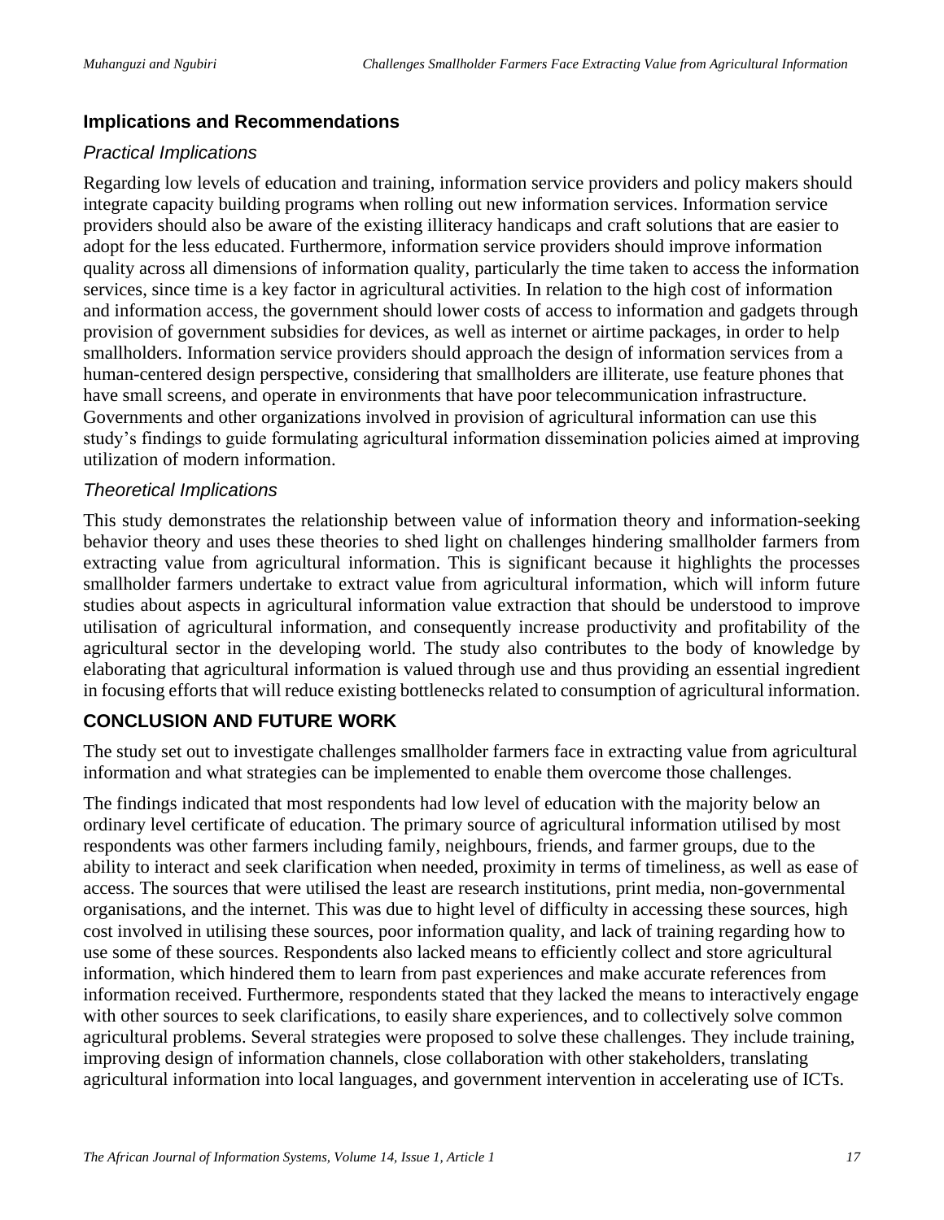### Implications and Recommendations

#### *Practical Implications*

Regarding low levels of education and training, information service providers and policy makers should integrate capacity building programs when rolling out new information services. Information service providers should also be aware of the existing illiteracy handicaps and craft solutions that are easier to adopt for the less educated. Furthermore, information service providers should improve information quality across all dimensions of information quality, particularly the time taken to access the information services, since time is a key factor in agricultural activities. In relation to the high cost of information and information access, the government should lower costs of access to information and gadgets through provision of government subsidies for devices, as well as internet or airtime packages, in order to help smallholders. Information service providers should approach the design of information services from a human-centered design perspective, considering that smallholders are illiterate, use feature phones that have small screens, and operate in environments that have poor telecommunication infrastructure. Governments and other organizations involved in provision of agricultural information can use this study's findings to guide formulating agricultural information dissemination policies aimed at improving utilization of modern information.

#### *Theoretical Implications*

This study demonstrates the relationship between value of information theory and information-seeking behavior theory and uses these theories to shed light on challenges hindering smallholder farmers from extracting value from agricultural information. This is significant because it highlights the processes smallholder farmers undertake to extract value from agricultural information, which will inform future studies about aspects in agricultural information value extraction that should be understood to improve utilisation of agricultural information, and consequently increase productivity and profitability of the agricultural sector in the developing world. The study also contributes to the body of knowledge by elaborating that agricultural information is valued through use and thus providing an essential ingredient in focusing efforts that will reduce existing bottlenecks related to consumption of agricultural information.

## CONCLUSION AND FUTURE WORK

The study set out to investigate challenges smallholder farmers face in extracting value from agricultural information and what strategies can be implemented to enable them overcome those challenges.

The findings indicated that most respondents had low level of education with the majority below an ordinary level certificate of education. The primary source of agricultural information utilised by most respondents was other farmers including family, neighbours, friends, and farmer groups, due to the ability to interact and seek clarification when needed, proximity in terms of timeliness, as well as ease of access. The sources that were utilised the least are research institutions, print media, non-governmental organisations, and the internet. This was due to hight level of difficulty in accessing these sources, high cost involved in utilising these sources, poor information quality, and lack of training regarding how to use some of these sources. Respondents also lacked means to efficiently collect and store agricultural information, which hindered them to learn from past experiences and make accurate references from information received. Furthermore, respondents stated that they lacked the means to interactively engage with other sources to seek clarifications, to easily share experiences, and to collectively solve common agricultural problems. Several strategies were proposed to solve these challenges. They include training, improving design of information channels, close collaboration with other stakeholders, translating agricultural information into local languages, and government intervention in accelerating use of ICTs.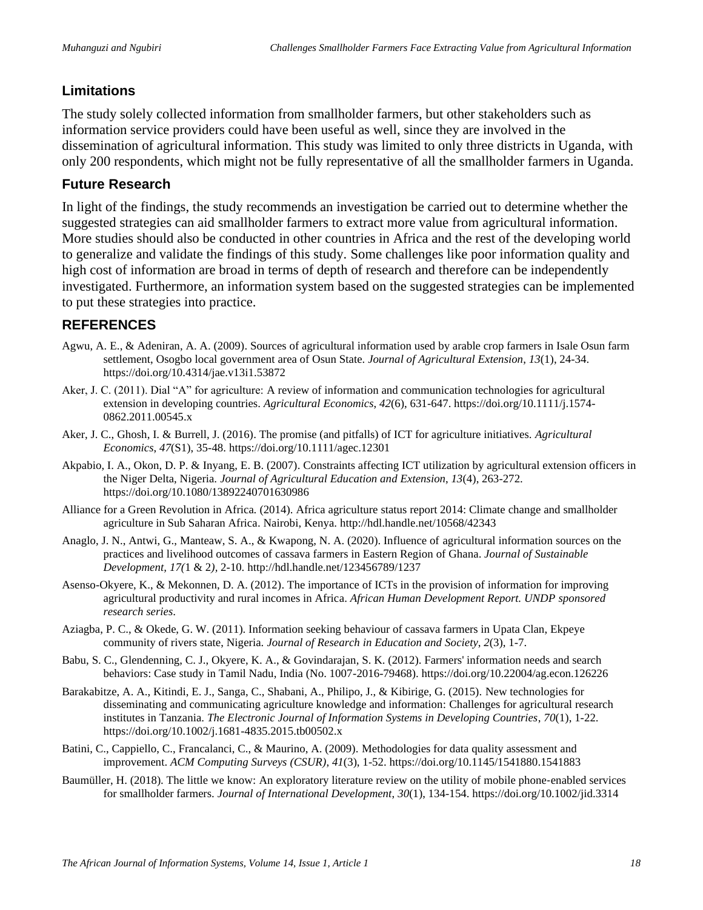## Limitations

The study solely collected information from smallholder farmers, but other stakeholders such as information service providers could have been useful as well, since they are involved in the dissemination of agricultural information. This study was limited to only three districts in Uganda, with only 200 respondents, which might not be fully representative of all the smallholder farmers in Uganda.

## Future Research

In light of the findings, the study recommends an investigation be carried out to determine whether the suggested strategies can aid smallholder farmers to extract more value from agricultural information. More studies should also be conducted in other countries in Africa and the rest of the developing world to generalize and validate the findings of this study. Some challenges like poor information quality and high cost of information are broad in terms of depth of research and therefore can be independently investigated. Furthermore, an information system based on the suggested strategies can be implemented to put these strategies into practice.

## REFERENCES

Agwu, A. E., & Adeniran, A. A. (2009). Sources of agricultural information used by arable crop farmers in Isale Osun farm settlement, Osogbo local government area of Osun State. *Journal of Agricultural Extension*, *13*(1), 24-34. https://doi.org/10.4314/jae.v13i1.53872

Aker, J. C. (2011). Dial "A" for agriculture: A review of information and communication technologies for agricultural extension in developing countries. *Agricultural Economics*, *42*(6), 631-647. https://doi.org/10.1111/j.1574-0862.2011.00545.x

Aker, J. C., Ghosh, I. & Burrell, J. (2016). The promise (and pitfalls) of ICT for agriculture initiatives. *Agricultural Economics, 47*(S1), 35-48. https://doi.org/10.1111/agec.12301

Akpabio, I. A., Okon, D. P. & Inyang, E. B. (2007). Constraints affecting ICT utilization by agricultural extension officers in the Niger Delta, Nigeria. *Journal of Agricultural Education and Extension*, *13*(4), 263-272. https://doi.org/10.1080/13892240701630986

Alliance for a Green Revolution in Africa. (2014). Africa agriculture status report 2014: Climate change and smallholder agriculture in Sub Saharan Africa. Nairobi, Kenya. http://hdl.handle.net/10568/42343

Anaglo, J. N., Antwi, G., Manteaw, S. A., & Kwapong, N. A. (2020). Influence of agricultural information sources on the practices and livelihood outcomes of cassava farmers in Eastern Region of Ghana. *Journal of Sustainable Development, 17(*1 & 2*),* 2-10. http://hdl.handle.net/123456789/1237

Asenso-Okyere, K., & Mekonnen, D. A. (2012). The importance of ICTs in the provision of information for improving agricultural productivity and rural incomes in Africa. *African Human Development Report. UNDP sponsored research series*.

Aziagba, P. C., & Okede, G. W. (2011). Information seeking behaviour of cassava farmers in Upata Clan, Ekpeye community of rivers state, Nigeria. *Journal of Research in Education and Society*, *2*(3), 1-7.

Babu, S. C., Glendenning, C. J., Okyere, K. A., & Govindarajan, S. K. (2012). Farmers' information needs and search behaviors: Case study in Tamil Nadu, India (No. 1007-2016-79468). https://doi.org/10.22004/ag.econ.126226

Barakabitze, A. A., Kitindi, E. J., Sanga, C., Shabani, A., Philipo, J., & Kibirige, G. (2015). New technologies for disseminating and communicating agriculture knowledge and information: Challenges for agricultural research institutes in Tanzania. *The Electronic Journal of Information Systems in Developing Countries*, *70*(1), 1-22. https://doi.org/10.1002/j.1681-4835.2015.tb00502.x

Batini, C., Cappiello, C., Francalanci, C., & Maurino, A. (2009). Methodologies for data quality assessment and improvement. *ACM Computing Surveys (CSUR)*, *41*(3), 1-52. https://doi.org/10.1145/1541880.1541883

Baumüller, H. (2018). The little we know: An exploratory literature review on the utility of mobile phone‐enabled services for smallholder farmers. *Journal of International Development*, *30*(1), 134-154. https://doi.org/10.1002/jid.3314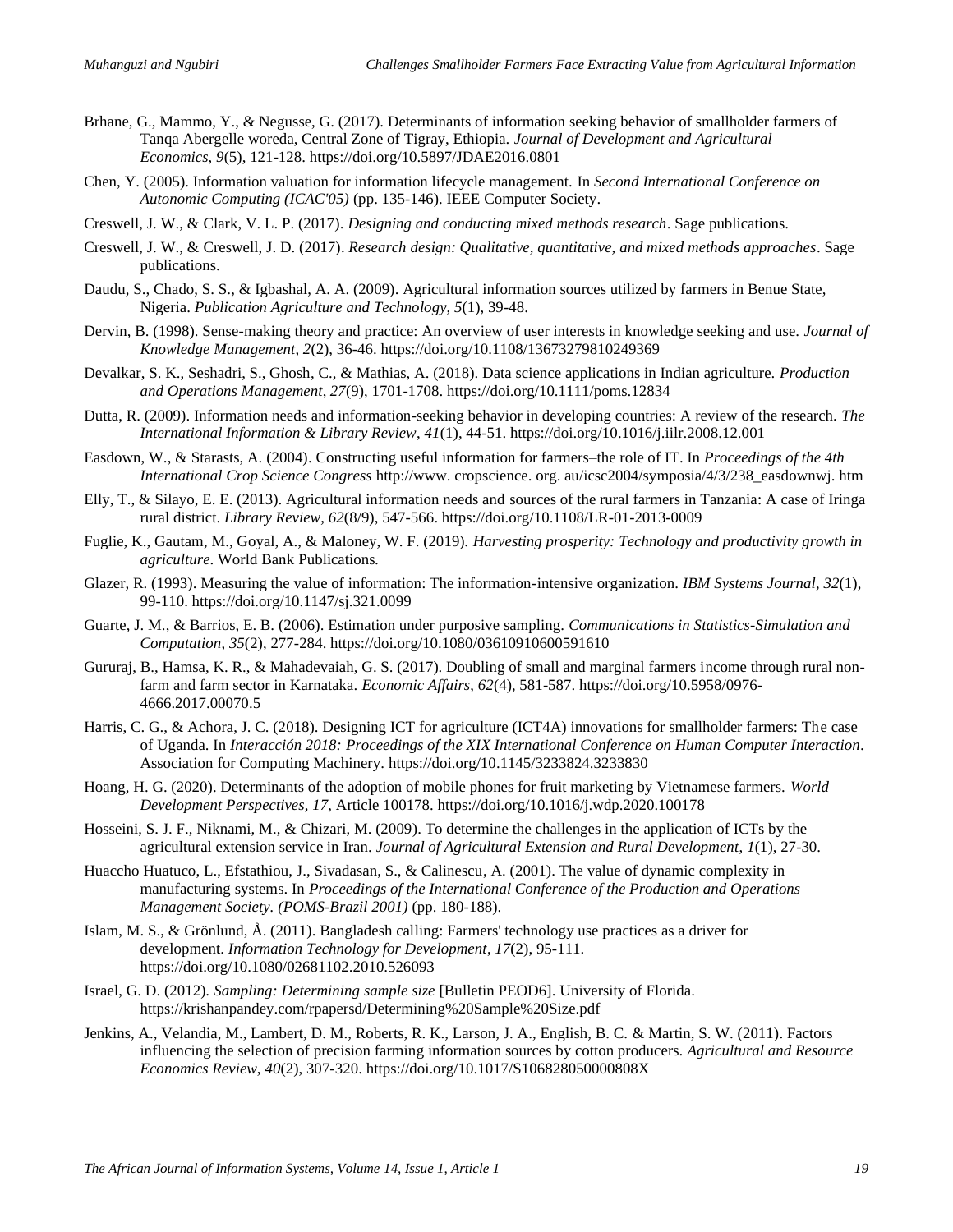Brhane, G., Mammo, Y., & Negusse, G. (2017). Determinants of information seeking behavior of smallholder farmers of Tanqa Abergelle woreda, Central Zone of Tigray, Ethiopia. *Journal of Development and Agricultural Economics*, *9*(5), 121-128. https://doi.org/10.5897/JDAE2016.0801

Chen, Y. (2005). Information valuation for information lifecycle management. In *Second International Conference on Autonomic Computing (ICAC'05)* (pp. 135-146). IEEE Computer Society.

Creswell, J. W., & Clark, V. L. P. (2017). *Designing and conducting mixed methods research*. Sage publications.

Creswell, J. W., & Creswell, J. D. (2017). *Research design: Qualitative, quantitative, and mixed methods approaches*. Sage publications.

Daudu, S., Chado, S. S., & Igbashal, A. A. (2009). Agricultural information sources utilized by farmers in Benue State, Nigeria. *Publication Agriculture and Technology*, *5*(1), 39-48.

Dervin, B. (1998). Sense-making theory and practice: An overview of user interests in knowledge seeking and use. *Journal of Knowledge Management*, *2*(2), 36-46. https://doi.org/10.1108/13673279810249369

Devalkar, S. K., Seshadri, S., Ghosh, C., & Mathias, A. (2018). Data science applications in Indian agriculture. *Production and Operations Management*, *27*(9), 1701-1708. https://doi.org/10.1111/poms.12834

Dutta, R. (2009). Information needs and information-seeking behavior in developing countries: A review of the research. *The International Information & Library Review*, *41*(1), 44-51. https://doi.org/10.1016/j.iilr.2008.12.001

Easdown, W., & Starasts, A. (2004). Constructing useful information for farmers–the role of IT. In *Proceedings of the 4th International Crop Science Congress* http://www. cropscience. org. au/icsc2004/symposia/4/3/238_easdownwj. htm

Elly, T., & Silayo, E. E. (2013). Agricultural information needs and sources of the rural farmers in Tanzania: A case of Iringa rural district. *Library Review*, *62*(8/9), 547-566. https://doi.org/10.1108/LR-01-2013-0009

Fuglie, K., Gautam, M., Goyal, A., & Maloney, W. F. (2019). *Harvesting prosperity: Technology and productivity growth in agriculture*. World Bank Publications.

Glazer, R. (1993). Measuring the value of information: The information-intensive organization. *IBM Systems Journal*, *32*(1), 99-110. https://doi.org/10.1147/sj.321.0099

Guarte, J. M., & Barrios, E. B. (2006). Estimation under purposive sampling. *Communications in Statistics-Simulation and Computation*, *35*(2), 277-284. https://doi.org/10.1080/03610910600591610

Gururaj, B., Hamsa, K. R., & Mahadevaiah, G. S. (2017). Doubling of small and marginal farmers income through rural non-farm and farm sector in Karnataka. *Economic Affairs*, *62*(4), 581-587. https://doi.org/10.5958/0976-4666.2017.00070.5

Harris, C. G., & Achora, J. C. (2018). Designing ICT for agriculture (ICT4A) innovations for smallholder farmers: The case of Uganda. In *Interacción 2018: Proceedings of the XIX International Conference on Human Computer Interaction*. Association for Computing Machinery. https://doi.org/10.1145/3233824.3233830

Hoang, H. G. (2020). Determinants of the adoption of mobile phones for fruit marketing by Vietnamese farmers. *World Development Perspectives*, *17*, Article 100178. https://doi.org/10.1016/j.wdp.2020.100178

Hosseini, S. J. F., Niknami, M., & Chizari, M. (2009). To determine the challenges in the application of ICTs by the agricultural extension service in Iran. *Journal of Agricultural Extension and Rural Development*, *1*(1), 27-30.

Huaccho Huatuco, L., Efstathiou, J., Sivadasan, S., & Calinescu, A. (2001). The value of dynamic complexity in manufacturing systems. In *Proceedings of the International Conference of the Production and Operations Management Society. (POMS-Brazil 2001)* (pp. 180-188).

Islam, M. S., & Grönlund, Å. (2011). Bangladesh calling: Farmers' technology use practices as a driver for development. *Information Technology for Development*, *17*(2), 95-111. https://doi.org/10.1080/02681102.2010.526093

Israel, G. D. (2012). *Sampling: Determining sample size* [Bulletin PEOD6]. University of Florida. https://krishanpandey.com/rpapersd/Determining%20Sample%20Size.pdf

Jenkins, A., Velandia, M., Lambert, D. M., Roberts, R. K., Larson, J. A., English, B. C. & Martin, S. W. (2011). Factors influencing the selection of precision farming information sources by cotton producers. *Agricultural and Resource Economics Review*, *40*(2), 307-320. https://doi.org/10.1017/S106828050000808X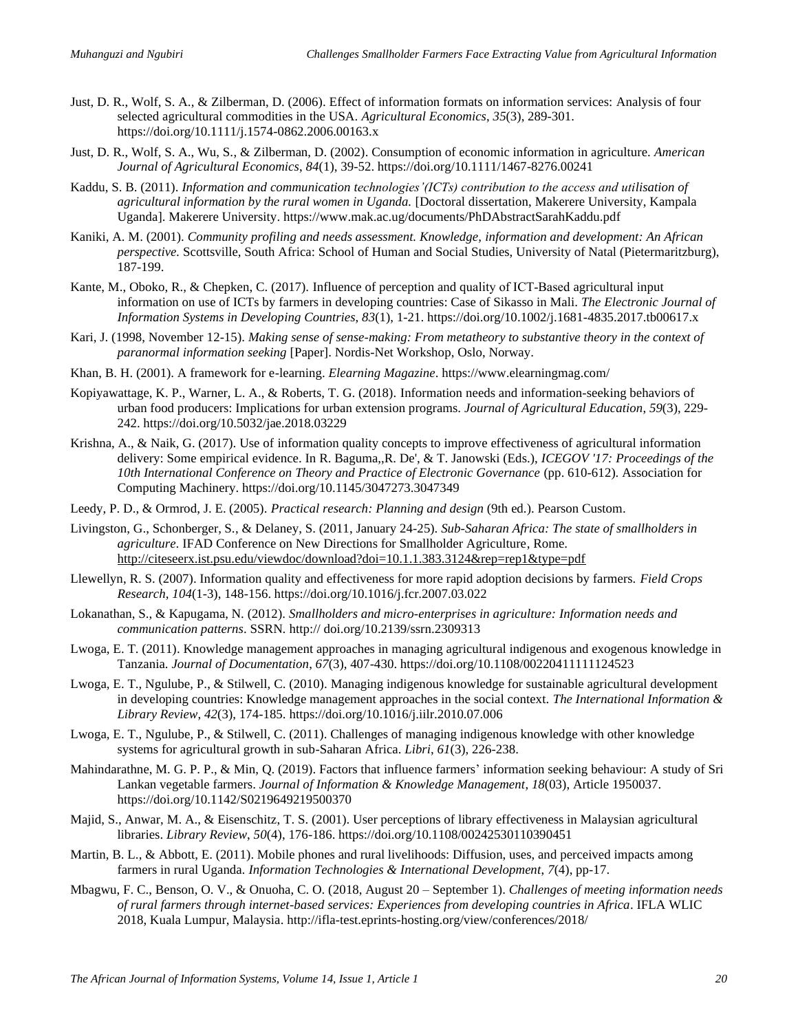Just, D. R., Wolf, S. A., & Zilberman, D. (2006). Effect of information formats on information services: Analysis of four selected agricultural commodities in the USA. *Agricultural Economics*, *35*(3), 289-301. https://doi.org/10.1111/j.1574-0862.2006.00163.x

Just, D. R., Wolf, S. A., Wu, S., & Zilberman, D. (2002). Consumption of economic information in agriculture. *American Journal of Agricultural Economics*, *84*(1), 39-52. https://doi.org/10.1111/1467-8276.00241

Kaddu, S. B. (2011). *Information and communication technologies'(ICTs) contribution to the access and utilisation of agricultural information by the rural women in Uganda.* [Doctoral dissertation, Makerere University, Kampala Uganda]. Makerere University. https://www.mak.ac.ug/documents/PhDAbstractSarahKaddu.pdf

Kaniki, A. M. (2001). *Community profiling and needs assessment. Knowledge, information and development: An African perspective.* Scottsville, South Africa: School of Human and Social Studies, University of Natal (Pietermaritzburg), 187-199.

Kante, M., Oboko, R., & Chepken, C. (2017). Influence of perception and quality of ICT-Based agricultural input information on use of ICTs by farmers in developing countries: Case of Sikasso in Mali. *The Electronic Journal of Information Systems in Developing Countries*, *83*(1), 1-21. https://doi.org/10.1002/j.1681-4835.2017.tb00617.x

Kari, J. (1998, November 12-15). *Making sense of sense-making: From metatheory to substantive theory in the context of paranormal information seeking* [Paper]. Nordis-Net Workshop, Oslo, Norway.

Khan, B. H. (2001). A framework for e-learning. *Elearning Magazine*. https://www.elearningmag.com/

Kopiyawattage, K. P., Warner, L. A., & Roberts, T. G. (2018). Information needs and information-seeking behaviors of urban food producers: Implications for urban extension programs. *Journal of Agricultural Education*, *59*(3), 229-242. https://doi.org/10.5032/jae.2018.03229

Krishna, A., & Naik, G. (2017). Use of information quality concepts to improve effectiveness of agricultural information delivery: Some empirical evidence. In R. Baguma,,R. De', & T. Janowski (Eds.), *ICEGOV '17: Proceedings of the 10th International Conference on Theory and Practice of Electronic Governance* (pp. 610-612). Association for Computing Machinery. https://doi.org/10.1145/3047273.3047349

Leedy, P. D., & Ormrod, J. E. (2005). *Practical research: Planning and design* (9th ed.). Pearson Custom.

Livingston, G., Schonberger, S., & Delaney, S. (2011, January 24-25). *Sub-Saharan Africa: The state of smallholders in agriculture*. IFAD Conference on New Directions for Smallholder Agriculture, Rome. http://citeseerx.ist.psu.edu/viewdoc/download?doi=10.1.1.383.3124&rep=rep1&type=pdf

Llewellyn, R. S. (2007). Information quality and effectiveness for more rapid adoption decisions by farmers. *Field Crops Research*, *104*(1-3), 148-156. https://doi.org/10.1016/j.fcr.2007.03.022

Lokanathan, S., & Kapugama, N. (2012). *Smallholders and micro-enterprises in agriculture: Information needs and communication patterns*. SSRN. http:// doi.org/10.2139/ssrn.2309313

Lwoga, E. T. (2011). Knowledge management approaches in managing agricultural indigenous and exogenous knowledge in Tanzania. *Journal of Documentation*, *67*(3), 407-430. https://doi.org/10.1108/00220411111124523

Lwoga, E. T., Ngulube, P., & Stilwell, C. (2010). Managing indigenous knowledge for sustainable agricultural development in developing countries: Knowledge management approaches in the social context. *The International Information & Library Review*, *42*(3), 174-185. https://doi.org/10.1016/j.iilr.2010.07.006

Lwoga, E. T., Ngulube, P., & Stilwell, C. (2011). Challenges of managing indigenous knowledge with other knowledge systems for agricultural growth in sub-Saharan Africa. *Libri*, *61*(3), 226-238.

Mahindarathne, M. G. P. P., & Min, Q. (2019). Factors that influence farmers' information seeking behaviour: A study of Sri Lankan vegetable farmers. *Journal of Information & Knowledge Management*, *18*(03), Article 1950037. https://doi.org/10.1142/S0219649219500370

Majid, S., Anwar, M. A., & Eisenschitz, T. S. (2001). User perceptions of library effectiveness in Malaysian agricultural libraries. *Library Review*, *50*(4), 176-186. https://doi.org/10.1108/00242530110390451

Martin, B. L., & Abbott, E. (2011). Mobile phones and rural livelihoods: Diffusion, uses, and perceived impacts among farmers in rural Uganda. *Information Technologies & International Development*, *7*(4), pp-17.

Mbagwu, F. C., Benson, O. V., & Onuoha, C. O. (2018, August 20 – September 1). *Challenges of meeting information needs of rural farmers through internet-based services: Experiences from developing countries in Africa*. IFLA WLIC 2018, Kuala Lumpur, Malaysia. http://ifla-test.eprints-hosting.org/view/conferences/2018/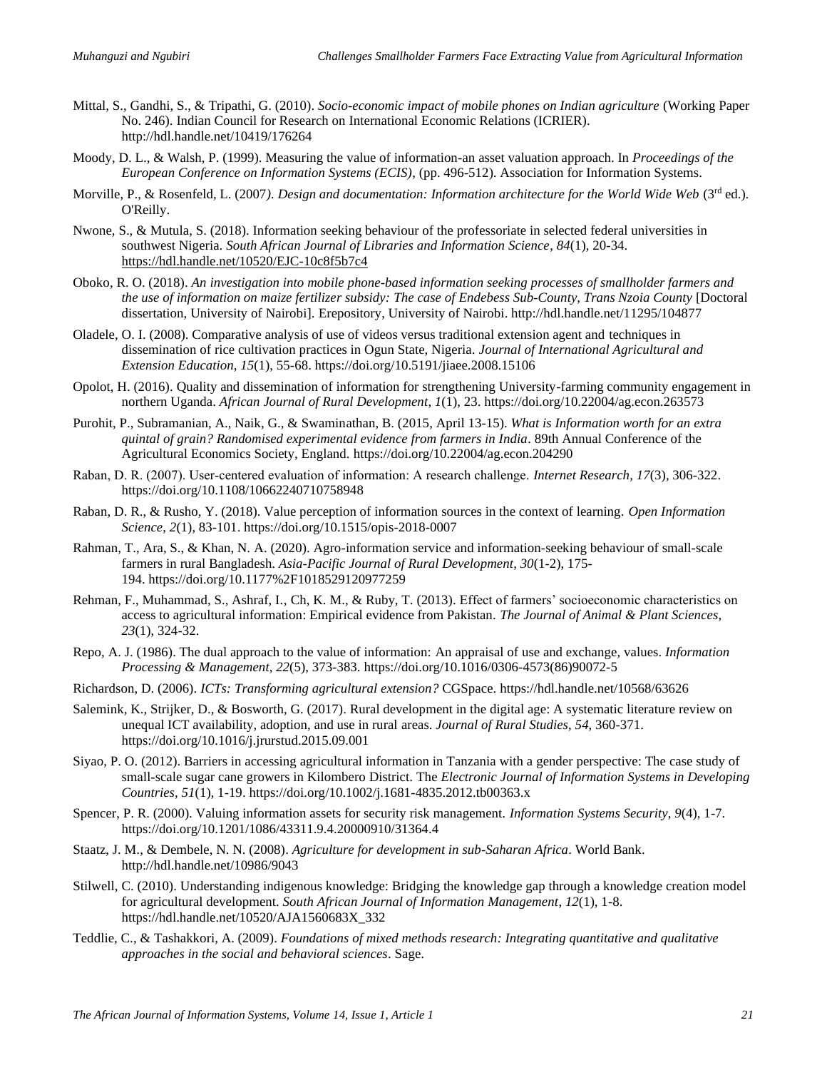Mittal, S., Gandhi, S., & Tripathi, G. (2010). *Socio-economic impact of mobile phones on Indian agriculture* (Working Paper No. 246). Indian Council for Research on International Economic Relations (ICRIER). http://hdl.handle.net/10419/176264

Moody, D. L., & Walsh, P. (1999). Measuring the value of information-an asset valuation approach. In *Proceedings of the European Conference on Information Systems (ECIS)*, (pp. 496-512). Association for Information Systems.

Morville, P., & Rosenfeld, L. (2007). *Design and documentation: Information architecture for the World Wide Web* (3rd ed.). O'Reilly.

Nwone, S., & Mutula, S. (2018). Information seeking behaviour of the professoriate in selected federal universities in southwest Nigeria. *South African Journal of Libraries and Information Science*, *84*(1), 20-34. https://hdl.handle.net/10520/EJC-10c8f5b7c4

Oboko, R. O. (2018). *An investigation into mobile phone-based information seeking processes of smallholder farmers and the use of information on maize fertilizer subsidy: The case of Endebess Sub-County, Trans Nzoia County* [Doctoral dissertation, University of Nairobi]. Erepository, University of Nairobi. http://hdl.handle.net/11295/104877

Oladele, O. I. (2008). Comparative analysis of use of videos versus traditional extension agent and techniques in dissemination of rice cultivation practices in Ogun State, Nigeria. *Journal of International Agricultural and Extension Education*, *15*(1), 55-68. https://doi.org/10.5191/jiaee.2008.15106

Opolot, H. (2016). Quality and dissemination of information for strengthening University-farming community engagement in northern Uganda. *African Journal of Rural Development*, *1*(1), 23. https://doi.org/10.22004/ag.econ.263573

Purohit, P., Subramanian, A., Naik, G., & Swaminathan, B. (2015, April 13-15). *What is Information worth for an extra quintal of grain? Randomised experimental evidence from farmers in India*. 89th Annual Conference of the Agricultural Economics Society, England. https://doi.org/10.22004/ag.econ.204290

Raban, D. R. (2007). User-centered evaluation of information: A research challenge. *Internet Research*, *17*(3), 306-322. https://doi.org/10.1108/10662240710758948

Raban, D. R., & Rusho, Y. (2018). Value perception of information sources in the context of learning. *Open Information Science*, *2*(1), 83-101. https://doi.org/10.1515/opis-2018-0007

Rahman, T., Ara, S., & Khan, N. A. (2020). Agro-information service and information-seeking behaviour of small-scale farmers in rural Bangladesh. *Asia-Pacific Journal of Rural Development*, *30*(1-2), 175-194. https://doi.org/10.1177%2F1018529120977259

Rehman, F., Muhammad, S., Ashraf, I., Ch, K. M., & Ruby, T. (2013). Effect of farmers' socioeconomic characteristics on access to agricultural information: Empirical evidence from Pakistan. *The Journal of Animal & Plant Sciences*, *23*(1), 324-32.

Repo, A. J. (1986). The dual approach to the value of information: An appraisal of use and exchange, values. *Information Processing & Management*, *22*(5), 373-383. https://doi.org/10.1016/0306-4573(86)90072-5

Richardson, D. (2006). *ICTs: Transforming agricultural extension?* CGSpace. https://hdl.handle.net/10568/63626

Salemink, K., Strijker, D., & Bosworth, G. (2017). Rural development in the digital age: A systematic literature review on unequal ICT availability, adoption, and use in rural areas. *Journal of Rural Studies*, *54*, 360-371. https://doi.org/10.1016/j.jrurstud.2015.09.001

Siyao, P. O. (2012). Barriers in accessing agricultural information in Tanzania with a gender perspective: The case study of small-scale sugar cane growers in Kilombero District. The *Electronic Journal of Information Systems in Developing Countries*, *51*(1), 1-19. https://doi.org/10.1002/j.1681-4835.2012.tb00363.x

Spencer, P. R. (2000). Valuing information assets for security risk management. *Information Systems Security*, *9*(4), 1-7. https://doi.org/10.1201/1086/43311.9.4.20000910/31364.4

Staatz, J. M., & Dembele, N. N. (2008). *Agriculture for development in sub-Saharan Africa*. World Bank. http://hdl.handle.net/10986/9043

Stilwell, C. (2010). Understanding indigenous knowledge: Bridging the knowledge gap through a knowledge creation model for agricultural development. *South African Journal of Information Management*, *12*(1), 1-8. https://hdl.handle.net/10520/AJA1560683X_332

Teddlie, C., & Tashakkori, A. (2009). *Foundations of mixed methods research: Integrating quantitative and qualitative approaches in the social and behavioral sciences*. Sage.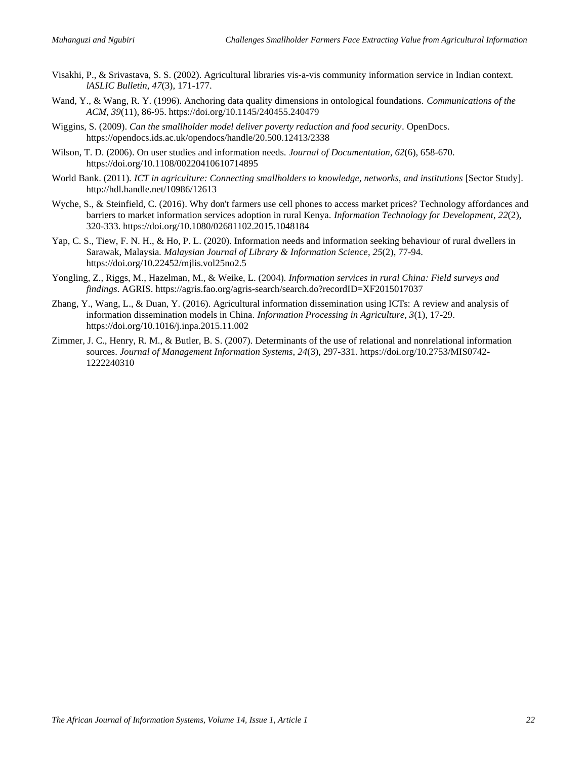Visakhi, P., & Srivastava, S. S. (2002). Agricultural libraries vis-a-vis community information service in Indian context. *lASLIC Bulletin*, *47*(3), 171-177.

Wand, Y., & Wang, R. Y. (1996). Anchoring data quality dimensions in ontological foundations. *Communications of the ACM*, *39*(11), 86-95. https://doi.org/10.1145/240455.240479

Wiggins, S. (2009). *Can the smallholder model deliver poverty reduction and food security*. OpenDocs. https://opendocs.ids.ac.uk/opendocs/handle/20.500.12413/2338

Wilson, T. D. (2006). On user studies and information needs. *Journal of Documentation*, *62*(6), 658-670. https://doi.org/10.1108/00220410610714895

World Bank. (2011). *ICT in agriculture: Connecting smallholders to knowledge, networks, and institutions* [Sector Study]. http://hdl.handle.net/10986/12613

Wyche, S., & Steinfield, C. (2016). Why don't farmers use cell phones to access market prices? Technology affordances and barriers to market information services adoption in rural Kenya. *Information Technology for Development*, *22*(2), 320-333. https://doi.org/10.1080/02681102.2015.1048184

Yap, C. S., Tiew, F. N. H., & Ho, P. L. (2020). Information needs and information seeking behaviour of rural dwellers in Sarawak, Malaysia. *Malaysian Journal of Library & Information Science*, *25*(2), 77-94. https://doi.org/10.22452/mjlis.vol25no2.5

Yongling, Z., Riggs, M., Hazelman, M., & Weike, L. (2004). *Information services in rural China: Field surveys and findings*. AGRIS. https://agris.fao.org/agris-search/search.do?recordID=XF2015017037

Zhang, Y., Wang, L., & Duan, Y. (2016). Agricultural information dissemination using ICTs: A review and analysis of information dissemination models in China. *Information Processing in Agriculture*, *3*(1), 17-29. https://doi.org/10.1016/j.inpa.2015.11.002

Zimmer, J. C., Henry, R. M., & Butler, B. S. (2007). Determinants of the use of relational and nonrelational information sources. *Journal of Management Information Systems*, *24*(3), 297-331. https://doi.org/10.2753/MIS0742-1222240310